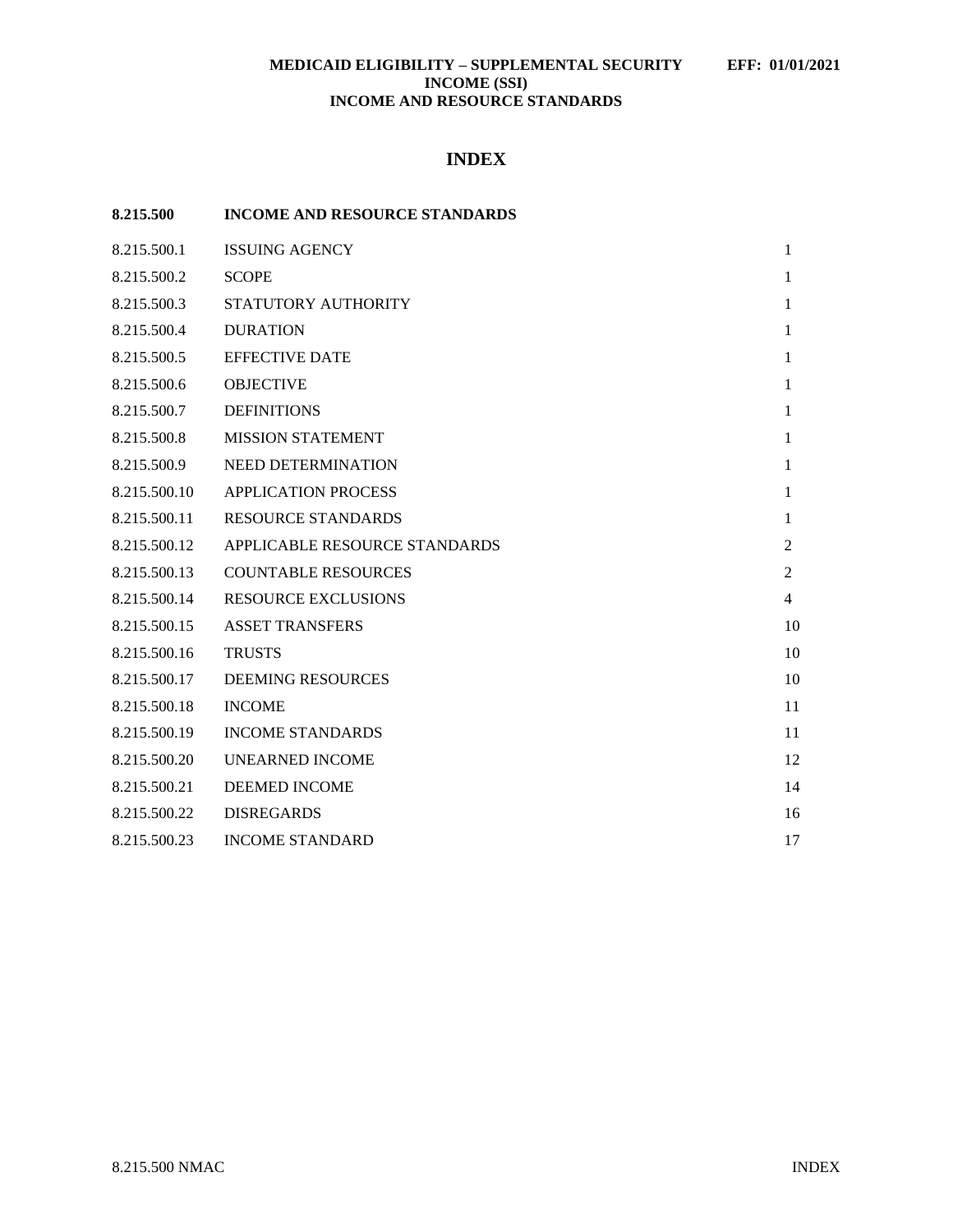**MEDICAID ELIGIBILITY – SUPPLEMENTAL SECURITY INCOME (SSI)**
**INCOME AND RESOURCE STANDARDS**

**EFF: 01/01/2021**

# INDEX

| **8.215.500** | **INCOME AND RESOURCE STANDARDS** | |
|---|---|---|
| 8.215.500.1 | ISSUING AGENCY | 1 |
| 8.215.500.2 | SCOPE | 1 |
| 8.215.500.3 | STATUTORY AUTHORITY | 1 |
| 8.215.500.4 | DURATION | 1 |
| 8.215.500.5 | EFFECTIVE DATE | 1 |
| 8.215.500.6 | OBJECTIVE | 1 |
| 8.215.500.7 | DEFINITIONS | 1 |
| 8.215.500.8 | MISSION STATEMENT | 1 |
| 8.215.500.9 | NEED DETERMINATION | 1 |
| 8.215.500.10 | APPLICATION PROCESS | 1 |
| 8.215.500.11 | RESOURCE STANDARDS | 1 |
| 8.215.500.12 | APPLICABLE RESOURCE STANDARDS | 2 |
| 8.215.500.13 | COUNTABLE RESOURCES | 2 |
| 8.215.500.14 | RESOURCE EXCLUSIONS | 4 |
| 8.215.500.15 | ASSET TRANSFERS | 10 |
| 8.215.500.16 | TRUSTS | 10 |
| 8.215.500.17 | DEEMING RESOURCES | 10 |
| 8.215.500.18 | INCOME | 11 |
| 8.215.500.19 | INCOME STANDARDS | 11 |
| 8.215.500.20 | UNEARNED INCOME | 12 |
| 8.215.500.21 | DEEMED INCOME | 14 |
| 8.215.500.22 | DISREGARDS | 16 |
| 8.215.500.23 | INCOME STANDARD | 17 |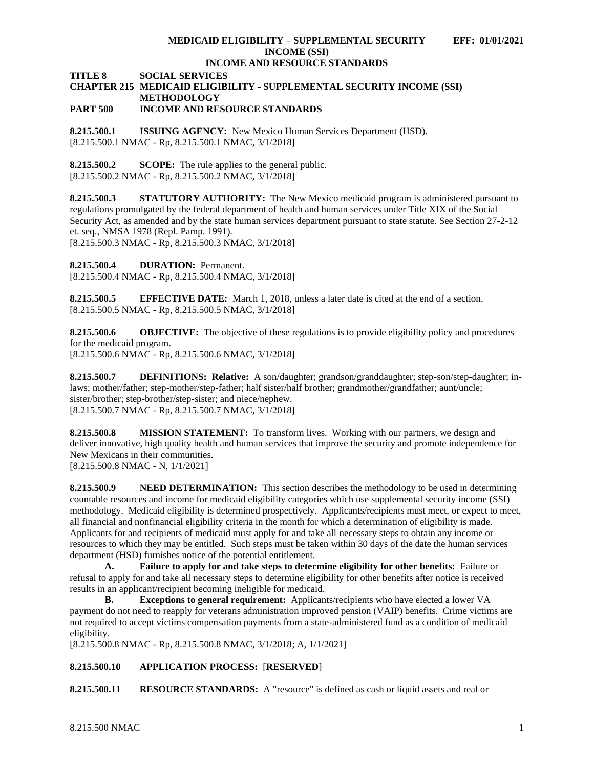**TITLE 8 SOCIAL SERVICES**
**CHAPTER 215 MEDICAID ELIGIBILITY - SUPPLEMENTAL SECURITY INCOME (SSI) METHODOLOGY**
**PART 500 INCOME AND RESOURCE STANDARDS**

**8.215.500.1 ISSUING AGENCY:** New Mexico Human Services Department (HSD).
[8.215.500.1 NMAC - Rp, 8.215.500.1 NMAC, 3/1/2018]

**8.215.500.2 SCOPE:** The rule applies to the general public.
[8.215.500.2 NMAC - Rp, 8.215.500.2 NMAC, 3/1/2018]

**8.215.500.3 STATUTORY AUTHORITY:** The New Mexico medicaid program is administered pursuant to regulations promulgated by the federal department of health and human services under Title XIX of the Social Security Act, as amended and by the state human services department pursuant to state statute. See Section 27-2-12 et. seq., NMSA 1978 (Repl. Pamp. 1991).
[8.215.500.3 NMAC - Rp, 8.215.500.3 NMAC, 3/1/2018]

**8.215.500.4 DURATION:** Permanent.
[8.215.500.4 NMAC - Rp, 8.215.500.4 NMAC, 3/1/2018]

**8.215.500.5 EFFECTIVE DATE:** March 1, 2018, unless a later date is cited at the end of a section.
[8.215.500.5 NMAC - Rp, 8.215.500.5 NMAC, 3/1/2018]

**8.215.500.6 OBJECTIVE:** The objective of these regulations is to provide eligibility policy and procedures for the medicaid program.
[8.215.500.6 NMAC - Rp, 8.215.500.6 NMAC, 3/1/2018]

**8.215.500.7 DEFINITIONS: Relative:** A son/daughter; grandson/granddaughter; step-son/step-daughter; in-laws; mother/father; step-mother/step-father; half sister/half brother; grandmother/grandfather; aunt/uncle; sister/brother; step-brother/step-sister; and niece/nephew.
[8.215.500.7 NMAC - Rp, 8.215.500.7 NMAC, 3/1/2018]

**8.215.500.8 MISSION STATEMENT:** To transform lives. Working with our partners, we design and deliver innovative, high quality health and human services that improve the security and promote independence for New Mexicans in their communities.
[8.215.500.8 NMAC - N, 1/1/2021]

**8.215.500.9 NEED DETERMINATION:** This section describes the methodology to be used in determining countable resources and income for medicaid eligibility categories which use supplemental security income (SSI) methodology. Medicaid eligibility is determined prospectively. Applicants/recipients must meet, or expect to meet, all financial and nonfinancial eligibility criteria in the month for which a determination of eligibility is made. Applicants for and recipients of medicaid must apply for and take all necessary steps to obtain any income or resources to which they may be entitled. Such steps must be taken within 30 days of the date the human services department (HSD) furnishes notice of the potential entitlement.

**A. Failure to apply for and take steps to determine eligibility for other benefits:** Failure or refusal to apply for and take all necessary steps to determine eligibility for other benefits after notice is received results in an applicant/recipient becoming ineligible for medicaid.

**B. Exceptions to general requirement:** Applicants/recipients who have elected a lower VA payment do not need to reapply for veterans administration improved pension (VAIP) benefits. Crime victims are not required to accept victims compensation payments from a state-administered fund as a condition of medicaid eligibility.
[8.215.500.8 NMAC - Rp, 8.215.500.8 NMAC, 3/1/2018; A, 1/1/2021]

**8.215.500.10 APPLICATION PROCESS:** [**RESERVED**]

**8.215.500.11 RESOURCE STANDARDS:** A "resource" is defined as cash or liquid assets and real or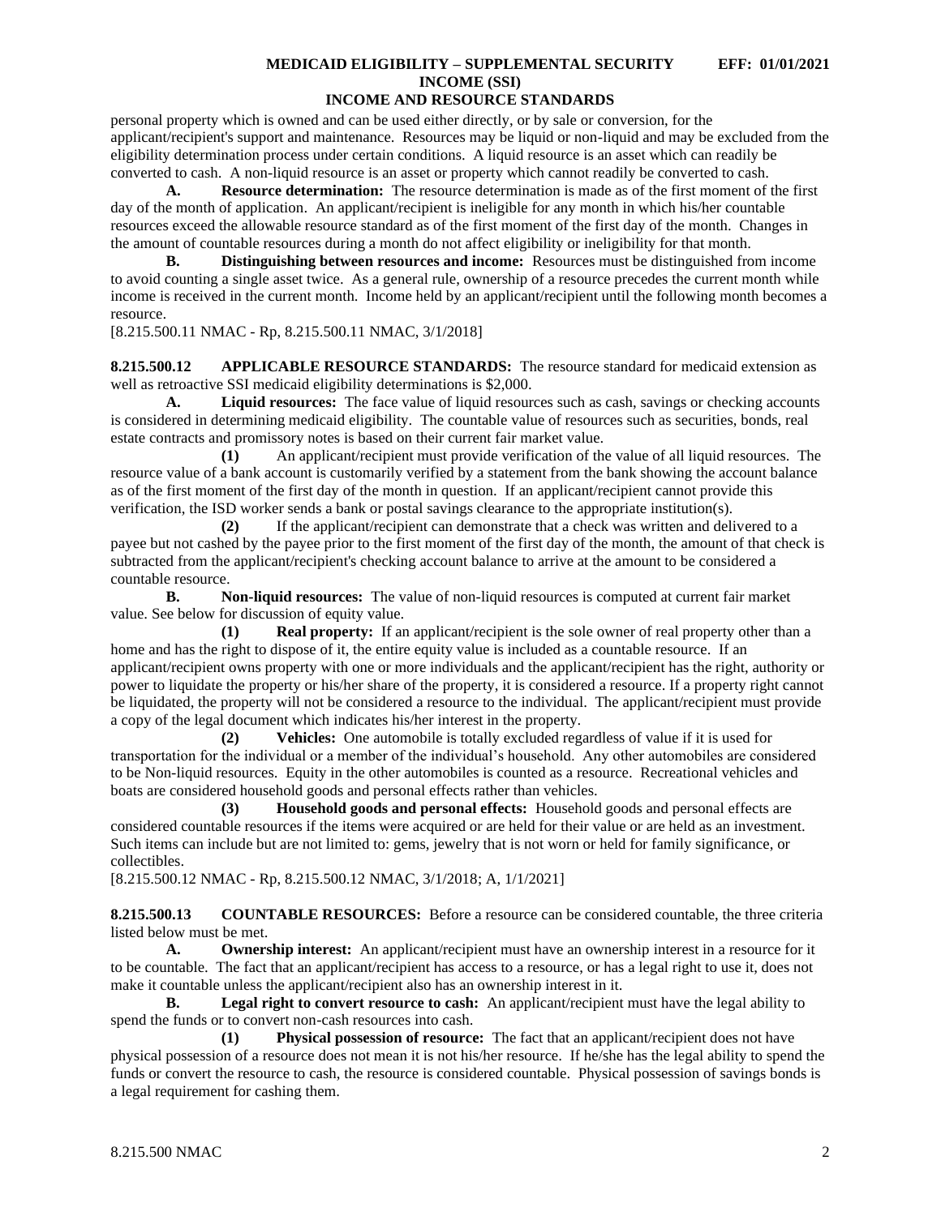personal property which is owned and can be used either directly, or by sale or conversion, for the applicant/recipient's support and maintenance. Resources may be liquid or non-liquid and may be excluded from the eligibility determination process under certain conditions. A liquid resource is an asset which can readily be converted to cash. A non-liquid resource is an asset or property which cannot readily be converted to cash.

**A. Resource determination:** The resource determination is made as of the first moment of the first day of the month of application. An applicant/recipient is ineligible for any month in which his/her countable resources exceed the allowable resource standard as of the first moment of the first day of the month. Changes in the amount of countable resources during a month do not affect eligibility or ineligibility for that month.

**B. Distinguishing between resources and income:** Resources must be distinguished from income to avoid counting a single asset twice. As a general rule, ownership of a resource precedes the current month while income is received in the current month. Income held by an applicant/recipient until the following month becomes a resource.

[8.215.500.11 NMAC - Rp, 8.215.500.11 NMAC, 3/1/2018]

**8.215.500.12 APPLICABLE RESOURCE STANDARDS:** The resource standard for medicaid extension as well as retroactive SSI medicaid eligibility determinations is $2,000.

**A. Liquid resources:** The face value of liquid resources such as cash, savings or checking accounts is considered in determining medicaid eligibility. The countable value of resources such as securities, bonds, real estate contracts and promissory notes is based on their current fair market value.

**(1)** An applicant/recipient must provide verification of the value of all liquid resources. The resource value of a bank account is customarily verified by a statement from the bank showing the account balance as of the first moment of the first day of the month in question. If an applicant/recipient cannot provide this verification, the ISD worker sends a bank or postal savings clearance to the appropriate institution(s).

**(2)** If the applicant/recipient can demonstrate that a check was written and delivered to a payee but not cashed by the payee prior to the first moment of the first day of the month, the amount of that check is subtracted from the applicant/recipient's checking account balance to arrive at the amount to be considered a countable resource.

**B. Non-liquid resources:** The value of non-liquid resources is computed at current fair market value. See below for discussion of equity value.

**(1) Real property:** If an applicant/recipient is the sole owner of real property other than a home and has the right to dispose of it, the entire equity value is included as a countable resource. If an applicant/recipient owns property with one or more individuals and the applicant/recipient has the right, authority or power to liquidate the property or his/her share of the property, it is considered a resource. If a property right cannot be liquidated, the property will not be considered a resource to the individual. The applicant/recipient must provide a copy of the legal document which indicates his/her interest in the property.

**(2) Vehicles:** One automobile is totally excluded regardless of value if it is used for transportation for the individual or a member of the individual's household. Any other automobiles are considered to be Non-liquid resources. Equity in the other automobiles is counted as a resource. Recreational vehicles and boats are considered household goods and personal effects rather than vehicles.

**(3) Household goods and personal effects:** Household goods and personal effects are considered countable resources if the items were acquired or are held for their value or are held as an investment. Such items can include but are not limited to: gems, jewelry that is not worn or held for family significance, or collectibles.

[8.215.500.12 NMAC - Rp, 8.215.500.12 NMAC, 3/1/2018; A, 1/1/2021]

**8.215.500.13 COUNTABLE RESOURCES:** Before a resource can be considered countable, the three criteria listed below must be met.

**A. Ownership interest:** An applicant/recipient must have an ownership interest in a resource for it to be countable. The fact that an applicant/recipient has access to a resource, or has a legal right to use it, does not make it countable unless the applicant/recipient also has an ownership interest in it.

**B. Legal right to convert resource to cash:** An applicant/recipient must have the legal ability to spend the funds or to convert non-cash resources into cash.

**(1) Physical possession of resource:** The fact that an applicant/recipient does not have physical possession of a resource does not mean it is not his/her resource. If he/she has the legal ability to spend the funds or convert the resource to cash, the resource is considered countable. Physical possession of savings bonds is a legal requirement for cashing them.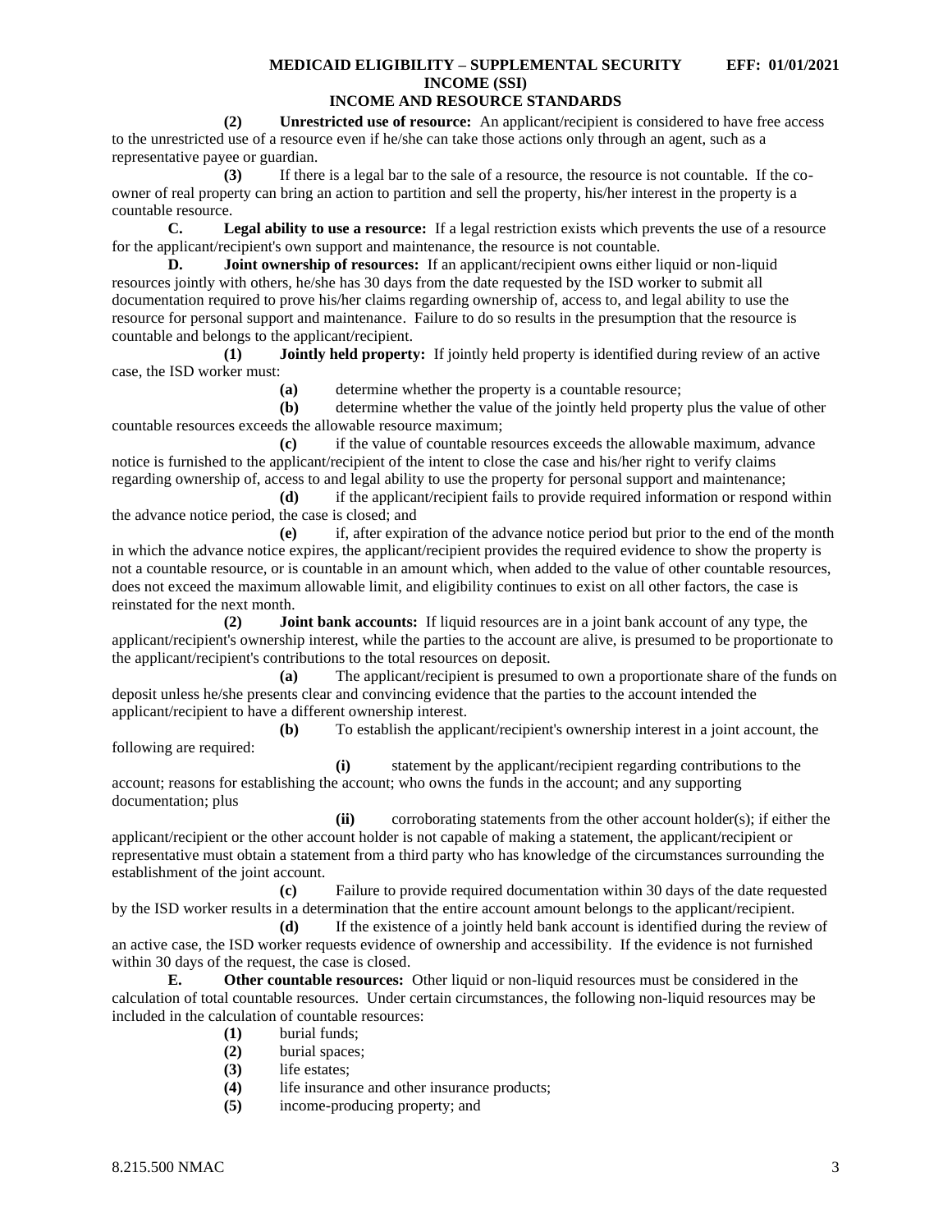**(2) Unrestricted use of resource:** An applicant/recipient is considered to have free access to the unrestricted use of a resource even if he/she can take those actions only through an agent, such as a representative payee or guardian.

**(3)** If there is a legal bar to the sale of a resource, the resource is not countable. If the co-owner of real property can bring an action to partition and sell the property, his/her interest in the property is a countable resource.

**C. Legal ability to use a resource:** If a legal restriction exists which prevents the use of a resource for the applicant/recipient's own support and maintenance, the resource is not countable.

**D. Joint ownership of resources:** If an applicant/recipient owns either liquid or non-liquid resources jointly with others, he/she has 30 days from the date requested by the ISD worker to submit all documentation required to prove his/her claims regarding ownership of, access to, and legal ability to use the resource for personal support and maintenance. Failure to do so results in the presumption that the resource is countable and belongs to the applicant/recipient.

**(1) Jointly held property:** If jointly held property is identified during review of an active case, the ISD worker must:

**(a)** determine whether the property is a countable resource;

**(b)** determine whether the value of the jointly held property plus the value of other countable resources exceeds the allowable resource maximum;

**(c)** if the value of countable resources exceeds the allowable maximum, advance notice is furnished to the applicant/recipient of the intent to close the case and his/her right to verify claims regarding ownership of, access to and legal ability to use the property for personal support and maintenance;

**(d)** if the applicant/recipient fails to provide required information or respond within the advance notice period, the case is closed; and

**(e)** if, after expiration of the advance notice period but prior to the end of the month in which the advance notice expires, the applicant/recipient provides the required evidence to show the property is not a countable resource, or is countable in an amount which, when added to the value of other countable resources, does not exceed the maximum allowable limit, and eligibility continues to exist on all other factors, the case is reinstated for the next month.

**(2) Joint bank accounts:** If liquid resources are in a joint bank account of any type, the applicant/recipient's ownership interest, while the parties to the account are alive, is presumed to be proportionate to the applicant/recipient's contributions to the total resources on deposit.

**(a)** The applicant/recipient is presumed to own a proportionate share of the funds on deposit unless he/she presents clear and convincing evidence that the parties to the account intended the applicant/recipient to have a different ownership interest.

**(b)** To establish the applicant/recipient's ownership interest in a joint account, the following are required:

**(i)** statement by the applicant/recipient regarding contributions to the account; reasons for establishing the account; who owns the funds in the account; and any supporting documentation; plus

**(ii)** corroborating statements from the other account holder(s); if either the applicant/recipient or the other account holder is not capable of making a statement, the applicant/recipient or representative must obtain a statement from a third party who has knowledge of the circumstances surrounding the establishment of the joint account.

**(c)** Failure to provide required documentation within 30 days of the date requested by the ISD worker results in a determination that the entire account amount belongs to the applicant/recipient.

**(d)** If the existence of a jointly held bank account is identified during the review of an active case, the ISD worker requests evidence of ownership and accessibility. If the evidence is not furnished within 30 days of the request, the case is closed.

**E. Other countable resources:** Other liquid or non-liquid resources must be considered in the calculation of total countable resources. Under certain circumstances, the following non-liquid resources may be included in the calculation of countable resources:

**(1)** burial funds;

**(2)** burial spaces;

**(3)** life estates;

**(4)** life insurance and other insurance products;

**(5)** income-producing property; and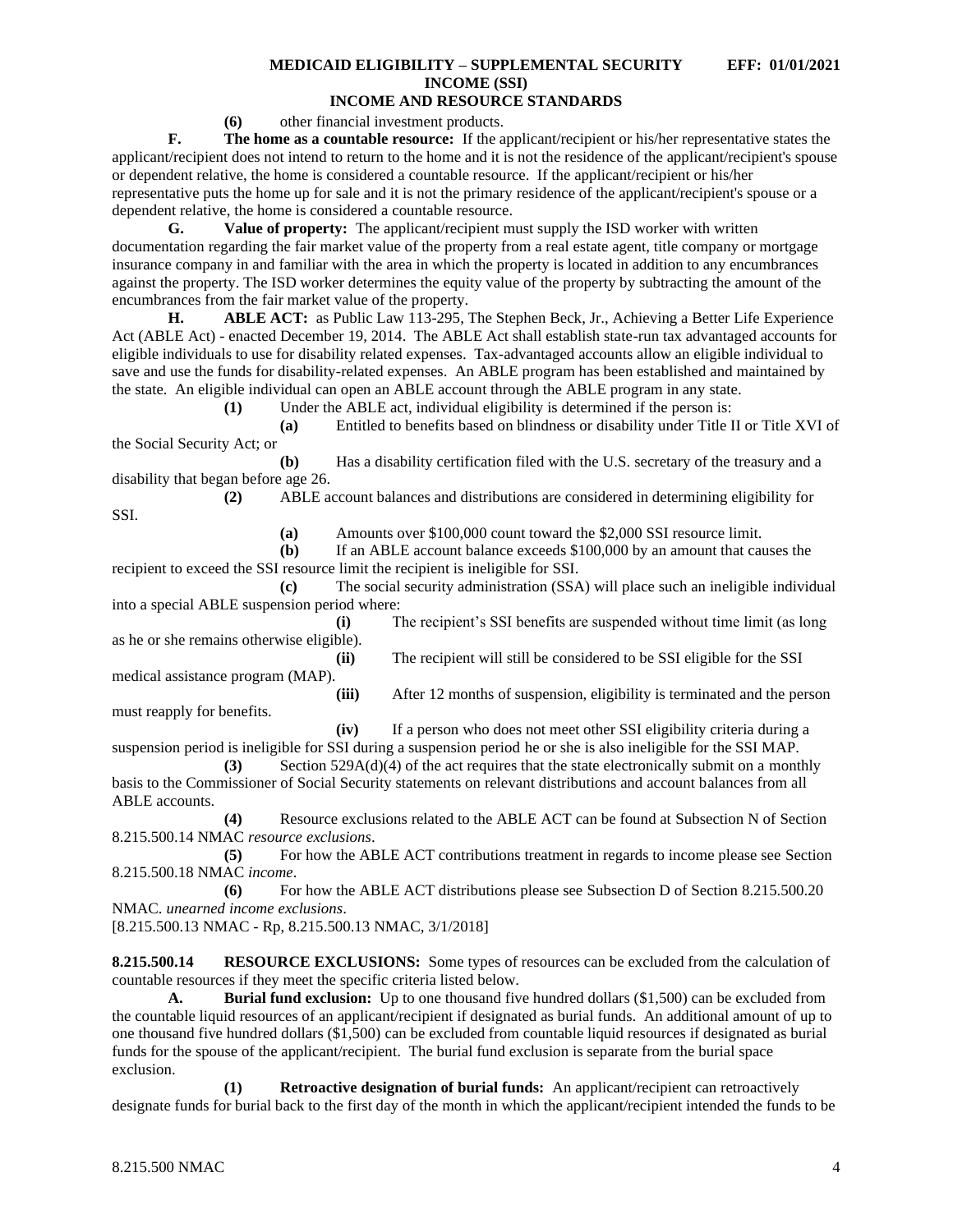**(6)** other financial investment products.

**F. The home as a countable resource:** If the applicant/recipient or his/her representative states the applicant/recipient does not intend to return to the home and it is not the residence of the applicant/recipient's spouse or dependent relative, the home is considered a countable resource. If the applicant/recipient or his/her representative puts the home up for sale and it is not the primary residence of the applicant/recipient's spouse or a dependent relative, the home is considered a countable resource.

**G. Value of property:** The applicant/recipient must supply the ISD worker with written documentation regarding the fair market value of the property from a real estate agent, title company or mortgage insurance company in and familiar with the area in which the property is located in addition to any encumbrances against the property. The ISD worker determines the equity value of the property by subtracting the amount of the encumbrances from the fair market value of the property.

**H. ABLE ACT:** as Public Law 113-295, The Stephen Beck, Jr., Achieving a Better Life Experience Act (ABLE Act) - enacted December 19, 2014. The ABLE Act shall establish state-run tax advantaged accounts for eligible individuals to use for disability related expenses. Tax-advantaged accounts allow an eligible individual to save and use the funds for disability-related expenses. An ABLE program has been established and maintained by the state. An eligible individual can open an ABLE account through the ABLE program in any state.

**(1)** Under the ABLE act, individual eligibility is determined if the person is:

**(a)** Entitled to benefits based on blindness or disability under Title II or Title XVI of the Social Security Act; or

**(b)** Has a disability certification filed with the U.S. secretary of the treasury and a disability that began before age 26.

**(2)** ABLE account balances and distributions are considered in determining eligibility for SSI.

**(a)** Amounts over $100,000 count toward the $2,000 SSI resource limit.

**(b)** If an ABLE account balance exceeds $100,000 by an amount that causes the recipient to exceed the SSI resource limit the recipient is ineligible for SSI.

**(c)** The social security administration (SSA) will place such an ineligible individual into a special ABLE suspension period where:

**(i)** The recipient's SSI benefits are suspended without time limit (as long as he or she remains otherwise eligible).

**(ii)** The recipient will still be considered to be SSI eligible for the SSI medical assistance program (MAP).

**(iii)** After 12 months of suspension, eligibility is terminated and the person must reapply for benefits.

**(iv)** If a person who does not meet other SSI eligibility criteria during a suspension period is ineligible for SSI during a suspension period he or she is also ineligible for the SSI MAP.

**(3)** Section 529A(d)(4) of the act requires that the state electronically submit on a monthly basis to the Commissioner of Social Security statements on relevant distributions and account balances from all ABLE accounts.

**(4)** Resource exclusions related to the ABLE ACT can be found at Subsection N of Section 8.215.500.14 NMAC *resource exclusions*.

**(5)** For how the ABLE ACT contributions treatment in regards to income please see Section 8.215.500.18 NMAC *income*.

**(6)** For how the ABLE ACT distributions please see Subsection D of Section 8.215.500.20 NMAC. *unearned income exclusions*.

[8.215.500.13 NMAC - Rp, 8.215.500.13 NMAC, 3/1/2018]

**8.215.500.14 RESOURCE EXCLUSIONS:** Some types of resources can be excluded from the calculation of countable resources if they meet the specific criteria listed below.

**A. Burial fund exclusion:** Up to one thousand five hundred dollars ($1,500) can be excluded from the countable liquid resources of an applicant/recipient if designated as burial funds. An additional amount of up to one thousand five hundred dollars ($1,500) can be excluded from countable liquid resources if designated as burial funds for the spouse of the applicant/recipient. The burial fund exclusion is separate from the burial space exclusion.

**(1) Retroactive designation of burial funds:** An applicant/recipient can retroactively designate funds for burial back to the first day of the month in which the applicant/recipient intended the funds to be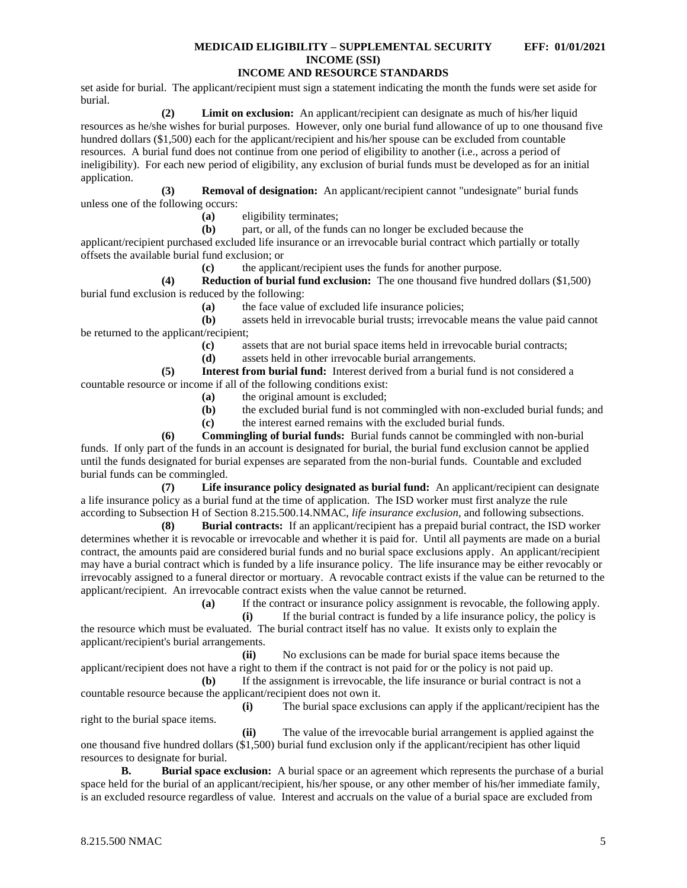set aside for burial. The applicant/recipient must sign a statement indicating the month the funds were set aside for burial.

**(2) Limit on exclusion:** An applicant/recipient can designate as much of his/her liquid resources as he/she wishes for burial purposes. However, only one burial fund allowance of up to one thousand five hundred dollars ($1,500) each for the applicant/recipient and his/her spouse can be excluded from countable resources. A burial fund does not continue from one period of eligibility to another (i.e., across a period of ineligibility). For each new period of eligibility, any exclusion of burial funds must be developed as for an initial application.

**(3) Removal of designation:** An applicant/recipient cannot "undesignate" burial funds unless one of the following occurs:

**(a)** eligibility terminates;

**(b)** part, or all, of the funds can no longer be excluded because the applicant/recipient purchased excluded life insurance or an irrevocable burial contract which partially or totally offsets the available burial fund exclusion; or

**(c)** the applicant/recipient uses the funds for another purpose.

**(4) Reduction of burial fund exclusion:** The one thousand five hundred dollars ($1,500) burial fund exclusion is reduced by the following:

**(a)** the face value of excluded life insurance policies;

**(b)** assets held in irrevocable burial trusts; irrevocable means the value paid cannot be returned to the applicant/recipient;

**(c)** assets that are not burial space items held in irrevocable burial contracts;

**(d)** assets held in other irrevocable burial arrangements.

**(5) Interest from burial fund:** Interest derived from a burial fund is not considered a countable resource or income if all of the following conditions exist:

**(a)** the original amount is excluded;

**(b)** the excluded burial fund is not commingled with non-excluded burial funds; and

**(c)** the interest earned remains with the excluded burial funds.

**(6) Commingling of burial funds:** Burial funds cannot be commingled with non-burial funds. If only part of the funds in an account is designated for burial, the burial fund exclusion cannot be applied until the funds designated for burial expenses are separated from the non-burial funds. Countable and excluded burial funds can be commingled.

**(7) Life insurance policy designated as burial fund:** An applicant/recipient can designate a life insurance policy as a burial fund at the time of application. The ISD worker must first analyze the rule according to Subsection H of Section 8.215.500.14.NMAC, *life insurance exclusion*, and following subsections.

**(8) Burial contracts:** If an applicant/recipient has a prepaid burial contract, the ISD worker determines whether it is revocable or irrevocable and whether it is paid for. Until all payments are made on a burial contract, the amounts paid are considered burial funds and no burial space exclusions apply. An applicant/recipient may have a burial contract which is funded by a life insurance policy. The life insurance may be either revocably or irrevocably assigned to a funeral director or mortuary. A revocable contract exists if the value can be returned to the applicant/recipient. An irrevocable contract exists when the value cannot be returned.

**(a)** If the contract or insurance policy assignment is revocable, the following apply.

**(i)** If the burial contract is funded by a life insurance policy, the policy is the resource which must be evaluated. The burial contract itself has no value. It exists only to explain the applicant/recipient's burial arrangements.

**(ii)** No exclusions can be made for burial space items because the applicant/recipient does not have a right to them if the contract is not paid for or the policy is not paid up.

**(b)** If the assignment is irrevocable, the life insurance or burial contract is not a countable resource because the applicant/recipient does not own it.

**(i)** The burial space exclusions can apply if the applicant/recipient has the right to the burial space items.

**(ii)** The value of the irrevocable burial arrangement is applied against the one thousand five hundred dollars ($1,500) burial fund exclusion only if the applicant/recipient has other liquid resources to designate for burial.

**B. Burial space exclusion:** A burial space or an agreement which represents the purchase of a burial space held for the burial of an applicant/recipient, his/her spouse, or any other member of his/her immediate family, is an excluded resource regardless of value. Interest and accruals on the value of a burial space are excluded from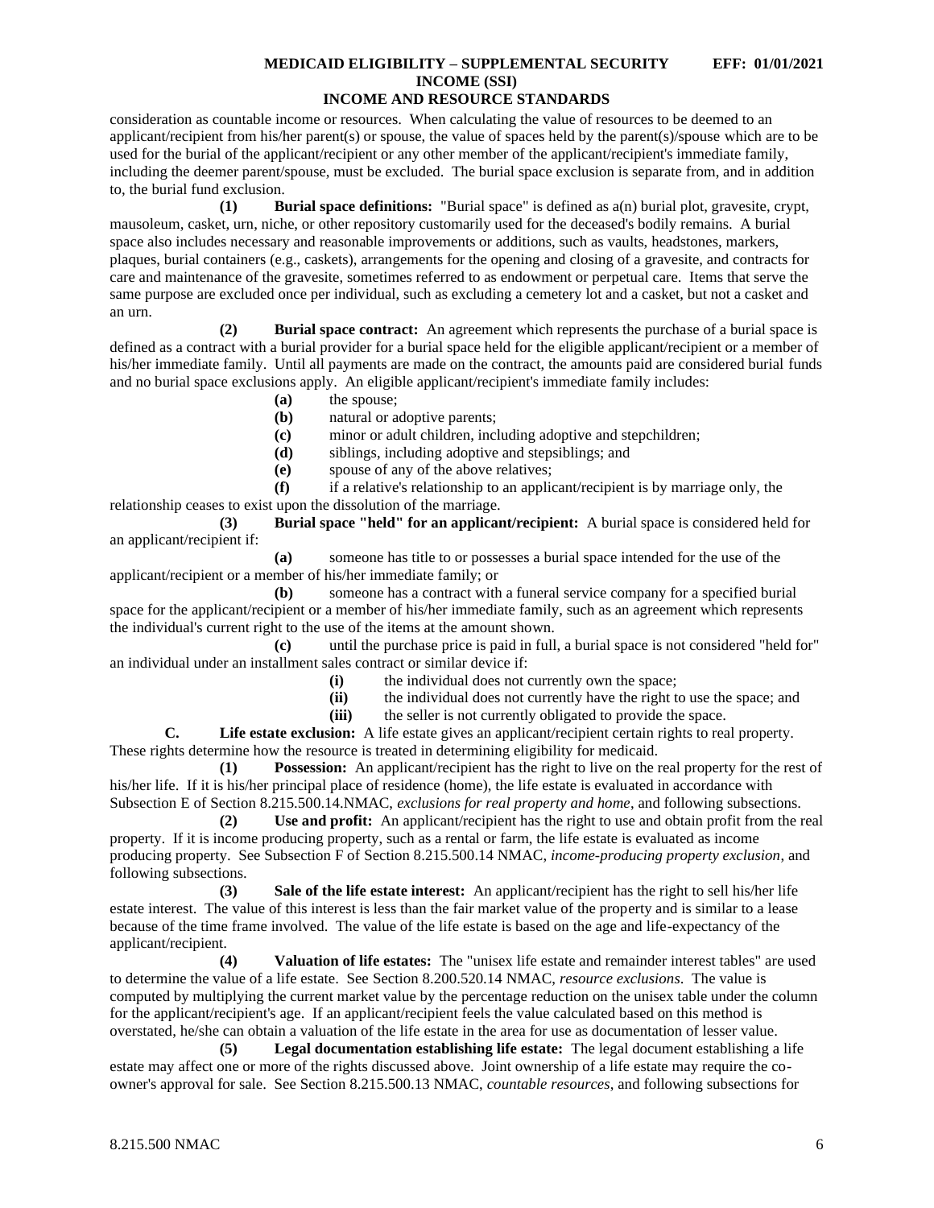consideration as countable income or resources. When calculating the value of resources to be deemed to an applicant/recipient from his/her parent(s) or spouse, the value of spaces held by the parent(s)/spouse which are to be used for the burial of the applicant/recipient or any other member of the applicant/recipient's immediate family, including the deemer parent/spouse, must be excluded. The burial space exclusion is separate from, and in addition to, the burial fund exclusion.

**(1) Burial space definitions:** "Burial space" is defined as a(n) burial plot, gravesite, crypt, mausoleum, casket, urn, niche, or other repository customarily used for the deceased's bodily remains. A burial space also includes necessary and reasonable improvements or additions, such as vaults, headstones, markers, plaques, burial containers (e.g., caskets), arrangements for the opening and closing of a gravesite, and contracts for care and maintenance of the gravesite, sometimes referred to as endowment or perpetual care. Items that serve the same purpose are excluded once per individual, such as excluding a cemetery lot and a casket, but not a casket and an urn.

**(2) Burial space contract:** An agreement which represents the purchase of a burial space is defined as a contract with a burial provider for a burial space held for the eligible applicant/recipient or a member of his/her immediate family. Until all payments are made on the contract, the amounts paid are considered burial funds and no burial space exclusions apply. An eligible applicant/recipient's immediate family includes:

**(a)** the spouse;

**(b)** natural or adoptive parents;

**(c)** minor or adult children, including adoptive and stepchildren;

**(d)** siblings, including adoptive and stepsiblings; and

**(e)** spouse of any of the above relatives;

**(f)** if a relative's relationship to an applicant/recipient is by marriage only, the relationship ceases to exist upon the dissolution of the marriage.

**(3) Burial space "held" for an applicant/recipient:** A burial space is considered held for an applicant/recipient if:

**(a)** someone has title to or possesses a burial space intended for the use of the applicant/recipient or a member of his/her immediate family; or

**(b)** someone has a contract with a funeral service company for a specified burial space for the applicant/recipient or a member of his/her immediate family, such as an agreement which represents the individual's current right to the use of the items at the amount shown.

**(c)** until the purchase price is paid in full, a burial space is not considered "held for" an individual under an installment sales contract or similar device if:

**(i)** the individual does not currently own the space;

**(ii)** the individual does not currently have the right to use the space; and

**(iii)** the seller is not currently obligated to provide the space.

**C. Life estate exclusion:** A life estate gives an applicant/recipient certain rights to real property. These rights determine how the resource is treated in determining eligibility for medicaid.

**(1) Possession:** An applicant/recipient has the right to live on the real property for the rest of his/her life. If it is his/her principal place of residence (home), the life estate is evaluated in accordance with Subsection E of Section 8.215.500.14.NMAC, *exclusions for real property and home*, and following subsections.

**(2) Use and profit:** An applicant/recipient has the right to use and obtain profit from the real property. If it is income producing property, such as a rental or farm, the life estate is evaluated as income producing property. See Subsection F of Section 8.215.500.14 NMAC, *income-producing property exclusion*, and following subsections.

**(3) Sale of the life estate interest:** An applicant/recipient has the right to sell his/her life estate interest. The value of this interest is less than the fair market value of the property and is similar to a lease because of the time frame involved. The value of the life estate is based on the age and life-expectancy of the applicant/recipient.

**(4) Valuation of life estates:** The "unisex life estate and remainder interest tables" are used to determine the value of a life estate. See Section 8.200.520.14 NMAC, *resource exclusions*. The value is computed by multiplying the current market value by the percentage reduction on the unisex table under the column for the applicant/recipient's age. If an applicant/recipient feels the value calculated based on this method is overstated, he/she can obtain a valuation of the life estate in the area for use as documentation of lesser value.

**(5) Legal documentation establishing life estate:** The legal document establishing a life estate may affect one or more of the rights discussed above. Joint ownership of a life estate may require the co-owner's approval for sale. See Section 8.215.500.13 NMAC, *countable resources*, and following subsections for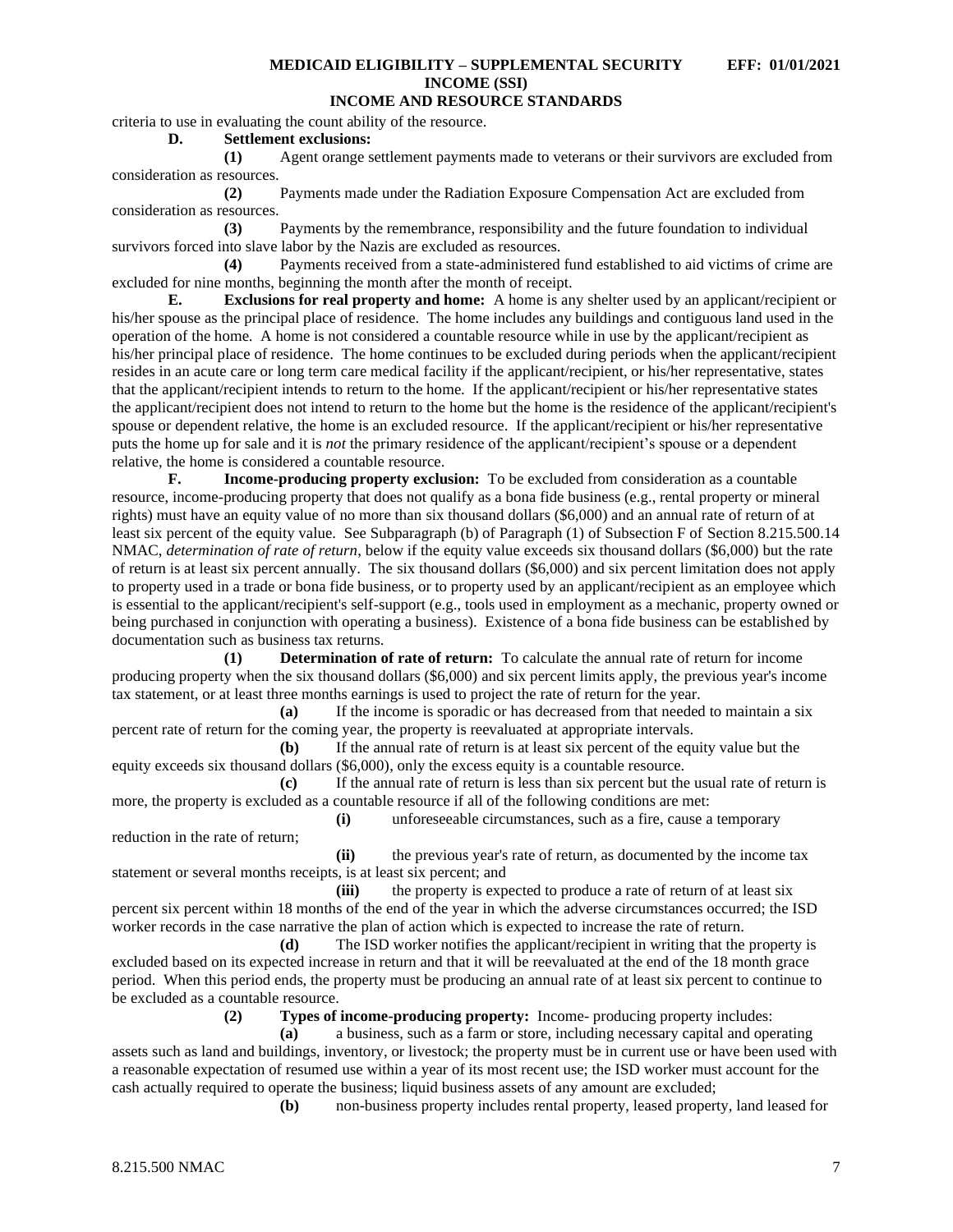criteria to use in evaluating the count ability of the resource.

**D. Settlement exclusions:**

**(1)** Agent orange settlement payments made to veterans or their survivors are excluded from consideration as resources.

**(2)** Payments made under the Radiation Exposure Compensation Act are excluded from consideration as resources.

**(3)** Payments by the remembrance, responsibility and the future foundation to individual survivors forced into slave labor by the Nazis are excluded as resources.

**(4)** Payments received from a state-administered fund established to aid victims of crime are excluded for nine months, beginning the month after the month of receipt.

**E. Exclusions for real property and home:** A home is any shelter used by an applicant/recipient or his/her spouse as the principal place of residence. The home includes any buildings and contiguous land used in the operation of the home. A home is not considered a countable resource while in use by the applicant/recipient as his/her principal place of residence. The home continues to be excluded during periods when the applicant/recipient resides in an acute care or long term care medical facility if the applicant/recipient, or his/her representative, states that the applicant/recipient intends to return to the home. If the applicant/recipient or his/her representative states the applicant/recipient does not intend to return to the home but the home is the residence of the applicant/recipient's spouse or dependent relative, the home is an excluded resource. If the applicant/recipient or his/her representative puts the home up for sale and it is *not* the primary residence of the applicant/recipient's spouse or a dependent relative, the home is considered a countable resource.

**F. Income-producing property exclusion:** To be excluded from consideration as a countable resource, income-producing property that does not qualify as a bona fide business (e.g., rental property or mineral rights) must have an equity value of no more than six thousand dollars ($6,000) and an annual rate of return of at least six percent of the equity value. See Subparagraph (b) of Paragraph (1) of Subsection F of Section 8.215.500.14 NMAC, *determination of rate of return*, below if the equity value exceeds six thousand dollars ($6,000) but the rate of return is at least six percent annually. The six thousand dollars ($6,000) and six percent limitation does not apply to property used in a trade or bona fide business, or to property used by an applicant/recipient as an employee which is essential to the applicant/recipient's self-support (e.g., tools used in employment as a mechanic, property owned or being purchased in conjunction with operating a business). Existence of a bona fide business can be established by documentation such as business tax returns.

**(1) Determination of rate of return:** To calculate the annual rate of return for income producing property when the six thousand dollars ($6,000) and six percent limits apply, the previous year's income tax statement, or at least three months earnings is used to project the rate of return for the year.

**(a)** If the income is sporadic or has decreased from that needed to maintain a six percent rate of return for the coming year, the property is reevaluated at appropriate intervals.

**(b)** If the annual rate of return is at least six percent of the equity value but the equity exceeds six thousand dollars ($6,000), only the excess equity is a countable resource.

**(c)** If the annual rate of return is less than six percent but the usual rate of return is more, the property is excluded as a countable resource if all of the following conditions are met:

**(i)** unforeseeable circumstances, such as a fire, cause a temporary reduction in the rate of return;

**(ii)** the previous year's rate of return, as documented by the income tax statement or several months receipts, is at least six percent; and

**(iii)** the property is expected to produce a rate of return of at least six percent six percent within 18 months of the end of the year in which the adverse circumstances occurred; the ISD worker records in the case narrative the plan of action which is expected to increase the rate of return.

**(d)** The ISD worker notifies the applicant/recipient in writing that the property is excluded based on its expected increase in return and that it will be reevaluated at the end of the 18 month grace period. When this period ends, the property must be producing an annual rate of at least six percent to continue to be excluded as a countable resource.

**(2) Types of income-producing property:** Income- producing property includes:

**(a)** a business, such as a farm or store, including necessary capital and operating assets such as land and buildings, inventory, or livestock; the property must be in current use or have been used with a reasonable expectation of resumed use within a year of its most recent use; the ISD worker must account for the cash actually required to operate the business; liquid business assets of any amount are excluded;

**(b)** non-business property includes rental property, leased property, land leased for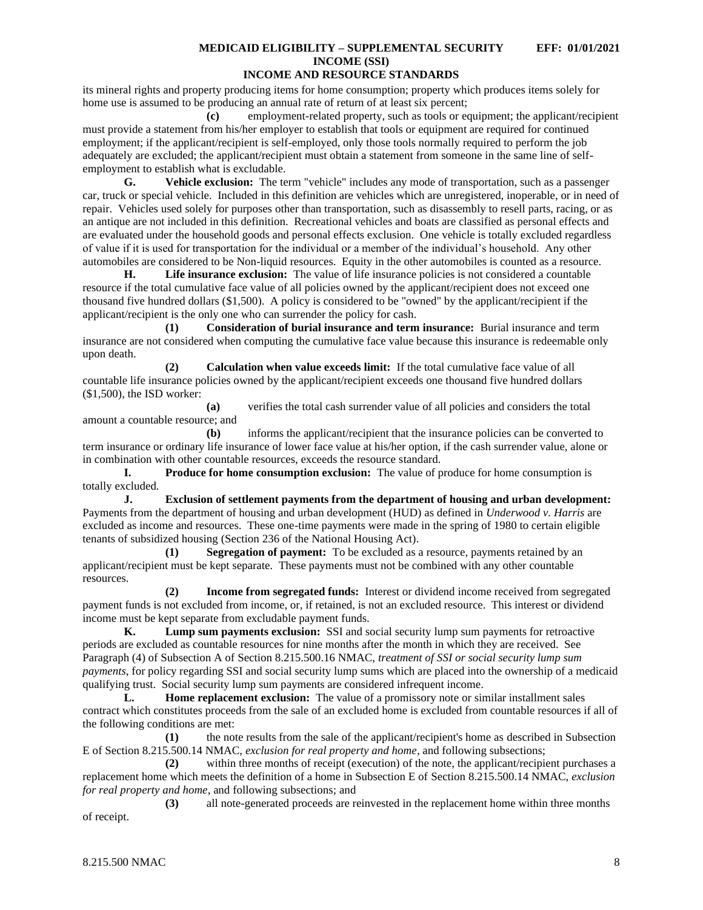its mineral rights and property producing items for home consumption; property which produces items solely for home use is assumed to be producing an annual rate of return of at least six percent;

**(c)** employment-related property, such as tools or equipment; the applicant/recipient must provide a statement from his/her employer to establish that tools or equipment are required for continued employment; if the applicant/recipient is self-employed, only those tools normally required to perform the job adequately are excluded; the applicant/recipient must obtain a statement from someone in the same line of self-employment to establish what is excludable.

**G. Vehicle exclusion:** The term "vehicle" includes any mode of transportation, such as a passenger car, truck or special vehicle. Included in this definition are vehicles which are unregistered, inoperable, or in need of repair. Vehicles used solely for purposes other than transportation, such as disassembly to resell parts, racing, or as an antique are not included in this definition. Recreational vehicles and boats are classified as personal effects and are evaluated under the household goods and personal effects exclusion. One vehicle is totally excluded regardless of value if it is used for transportation for the individual or a member of the individual's household. Any other automobiles are considered to be Non-liquid resources. Equity in the other automobiles is counted as a resource.

**H. Life insurance exclusion:** The value of life insurance policies is not considered a countable resource if the total cumulative face value of all policies owned by the applicant/recipient does not exceed one thousand five hundred dollars ($1,500). A policy is considered to be "owned" by the applicant/recipient if the applicant/recipient is the only one who can surrender the policy for cash.

**(1) Consideration of burial insurance and term insurance:** Burial insurance and term insurance are not considered when computing the cumulative face value because this insurance is redeemable only upon death.

**(2) Calculation when value exceeds limit:** If the total cumulative face value of all countable life insurance policies owned by the applicant/recipient exceeds one thousand five hundred dollars ($1,500), the ISD worker:

**(a)** verifies the total cash surrender value of all policies and considers the total amount a countable resource; and

**(b)** informs the applicant/recipient that the insurance policies can be converted to term insurance or ordinary life insurance of lower face value at his/her option, if the cash surrender value, alone or in combination with other countable resources, exceeds the resource standard.

**I. Produce for home consumption exclusion:** The value of produce for home consumption is totally excluded.

**J. Exclusion of settlement payments from the department of housing and urban development:** Payments from the department of housing and urban development (HUD) as defined in *Underwood v. Harris* are excluded as income and resources. These one-time payments were made in the spring of 1980 to certain eligible tenants of subsidized housing (Section 236 of the National Housing Act).

**(1) Segregation of payment:** To be excluded as a resource, payments retained by an applicant/recipient must be kept separate. These payments must not be combined with any other countable resources.

**(2) Income from segregated funds:** Interest or dividend income received from segregated payment funds is not excluded from income, or, if retained, is not an excluded resource. This interest or dividend income must be kept separate from excludable payment funds.

**K. Lump sum payments exclusion:** SSI and social security lump sum payments for retroactive periods are excluded as countable resources for nine months after the month in which they are received. See Paragraph (4) of Subsection A of Section 8.215.500.16 NMAC, *treatment of SSI or social security lump sum payments*, for policy regarding SSI and social security lump sums which are placed into the ownership of a medicaid qualifying trust. Social security lump sum payments are considered infrequent income.

**L. Home replacement exclusion:** The value of a promissory note or similar installment sales contract which constitutes proceeds from the sale of an excluded home is excluded from countable resources if all of the following conditions are met:

**(1)** the note results from the sale of the applicant/recipient's home as described in Subsection E of Section 8.215.500.14 NMAC, *exclusion for real property and home*, and following subsections;

**(2)** within three months of receipt (execution) of the note, the applicant/recipient purchases a replacement home which meets the definition of a home in Subsection E of Section 8.215.500.14 NMAC, *exclusion for real property and home*, and following subsections; and

**(3)** all note-generated proceeds are reinvested in the replacement home within three months of receipt.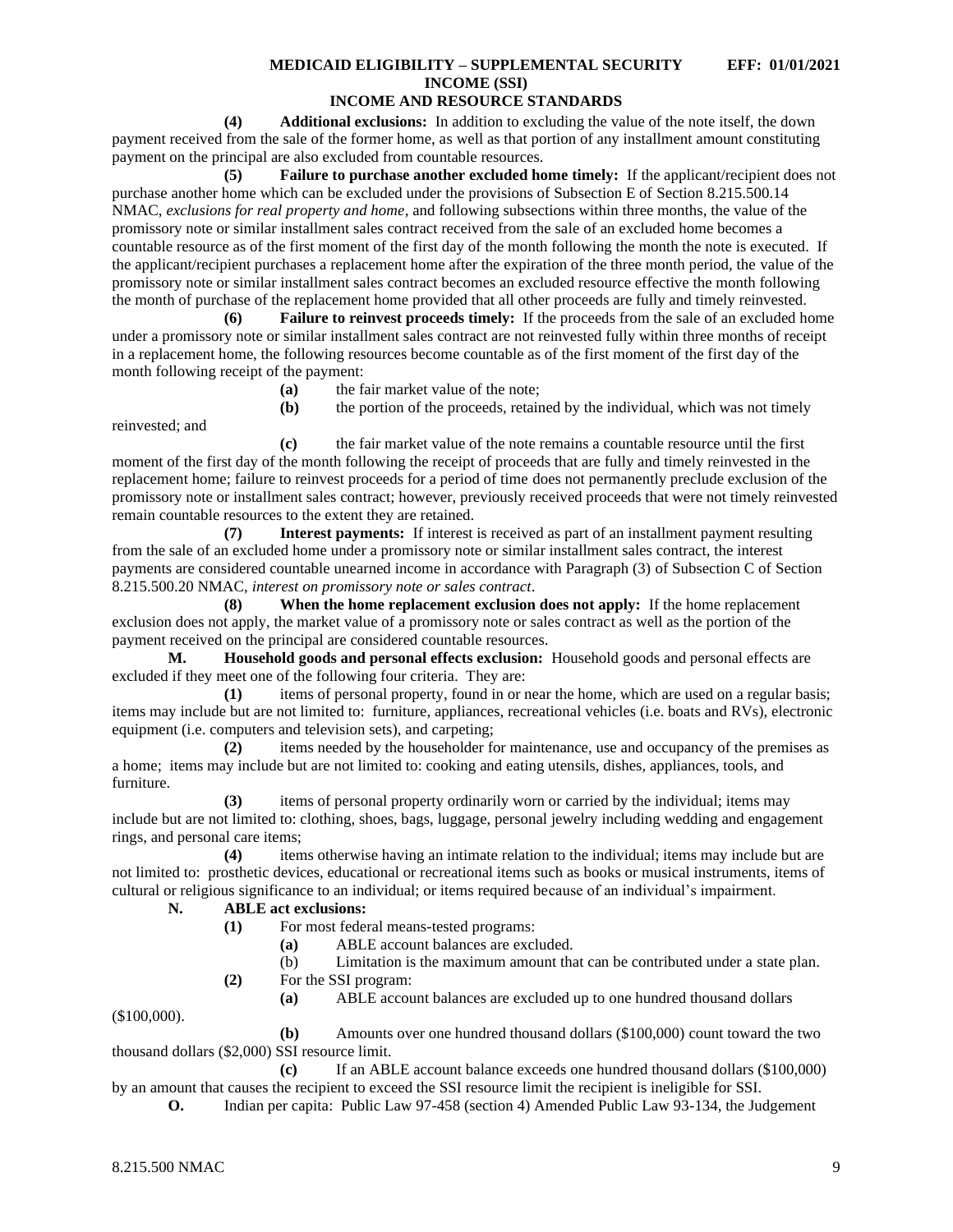**(4) Additional exclusions:** In addition to excluding the value of the note itself, the down payment received from the sale of the former home, as well as that portion of any installment amount constituting payment on the principal are also excluded from countable resources.

**(5) Failure to purchase another excluded home timely:** If the applicant/recipient does not purchase another home which can be excluded under the provisions of Subsection E of Section 8.215.500.14 NMAC, *exclusions for real property and home*, and following subsections within three months, the value of the promissory note or similar installment sales contract received from the sale of an excluded home becomes a countable resource as of the first moment of the first day of the month following the month the note is executed. If the applicant/recipient purchases a replacement home after the expiration of the three month period, the value of the promissory note or similar installment sales contract becomes an excluded resource effective the month following the month of purchase of the replacement home provided that all other proceeds are fully and timely reinvested.

**(6) Failure to reinvest proceeds timely:** If the proceeds from the sale of an excluded home under a promissory note or similar installment sales contract are not reinvested fully within three months of receipt in a replacement home, the following resources become countable as of the first moment of the first day of the month following receipt of the payment:

**(a)** the fair market value of the note;

**(b)** the portion of the proceeds, retained by the individual, which was not timely reinvested; and

**(c)** the fair market value of the note remains a countable resource until the first moment of the first day of the month following the receipt of proceeds that are fully and timely reinvested in the replacement home; failure to reinvest proceeds for a period of time does not permanently preclude exclusion of the promissory note or installment sales contract; however, previously received proceeds that were not timely reinvested remain countable resources to the extent they are retained.

**(7) Interest payments:** If interest is received as part of an installment payment resulting from the sale of an excluded home under a promissory note or similar installment sales contract, the interest payments are considered countable unearned income in accordance with Paragraph (3) of Subsection C of Section 8.215.500.20 NMAC, *interest on promissory note or sales contract*.

**(8) When the home replacement exclusion does not apply:** If the home replacement exclusion does not apply, the market value of a promissory note or sales contract as well as the portion of the payment received on the principal are considered countable resources.

**M. Household goods and personal effects exclusion:** Household goods and personal effects are excluded if they meet one of the following four criteria. They are:

**(1)** items of personal property, found in or near the home, which are used on a regular basis; items may include but are not limited to: furniture, appliances, recreational vehicles (i.e. boats and RVs), electronic equipment (i.e. computers and television sets), and carpeting;

**(2)** items needed by the householder for maintenance, use and occupancy of the premises as a home; items may include but are not limited to: cooking and eating utensils, dishes, appliances, tools, and furniture.

**(3)** items of personal property ordinarily worn or carried by the individual; items may include but are not limited to: clothing, shoes, bags, luggage, personal jewelry including wedding and engagement rings, and personal care items;

**(4)** items otherwise having an intimate relation to the individual; items may include but are not limited to: prosthetic devices, educational or recreational items such as books or musical instruments, items of cultural or religious significance to an individual; or items required because of an individual's impairment.

**N. ABLE act exclusions:**

**(1)** For most federal means-tested programs:

**(a)** ABLE account balances are excluded.

(b) Limitation is the maximum amount that can be contributed under a state plan.

**(2)** For the SSI program:

**(a)** ABLE account balances are excluded up to one hundred thousand dollars ($100,000).

**(b)** Amounts over one hundred thousand dollars ($100,000) count toward the two thousand dollars ($2,000) SSI resource limit.

**(c)** If an ABLE account balance exceeds one hundred thousand dollars ($100,000) by an amount that causes the recipient to exceed the SSI resource limit the recipient is ineligible for SSI.

**O.** Indian per capita: Public Law 97-458 (section 4) Amended Public Law 93-134, the Judgement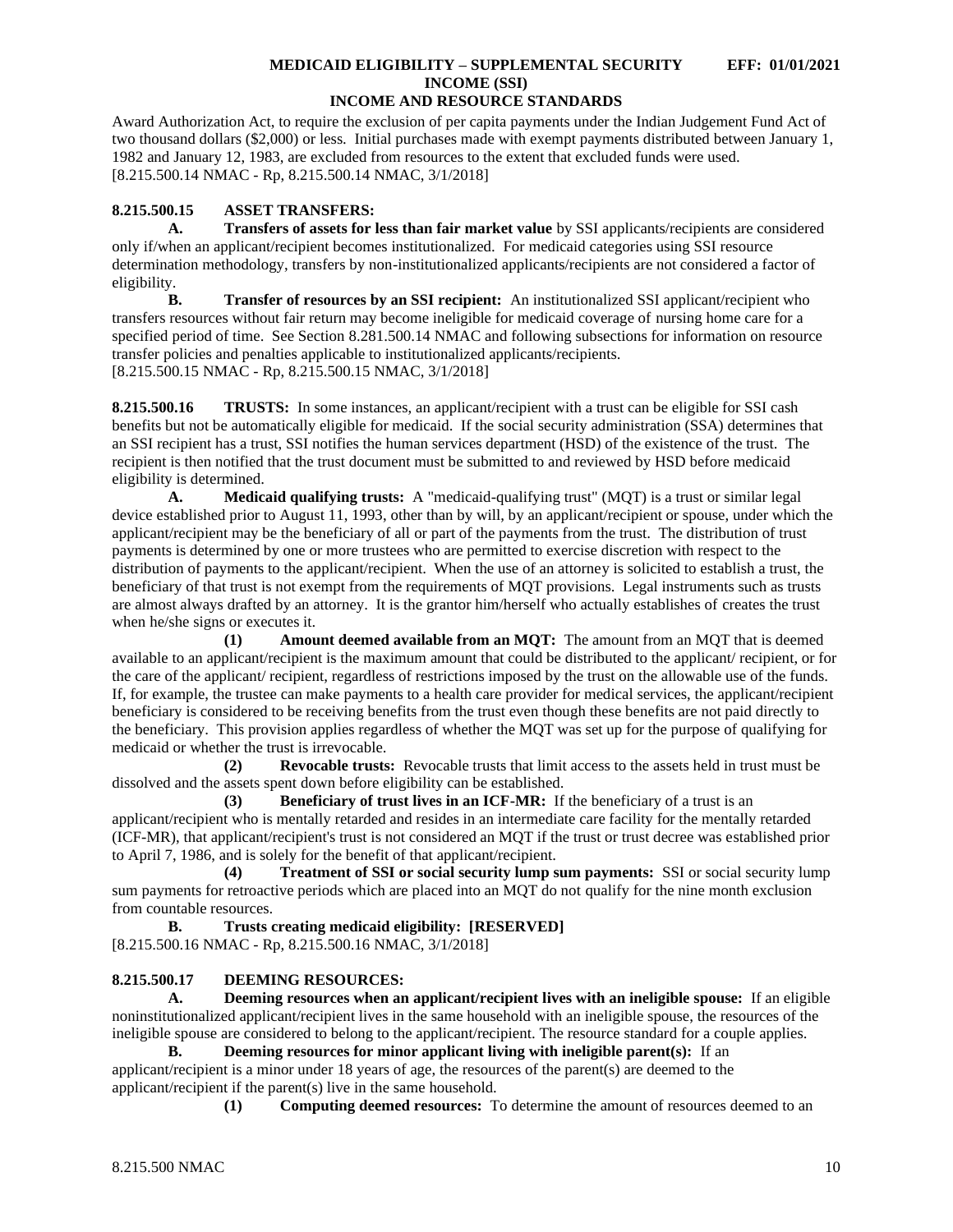Award Authorization Act, to require the exclusion of per capita payments under the Indian Judgement Fund Act of two thousand dollars ($2,000) or less. Initial purchases made with exempt payments distributed between January 1, 1982 and January 12, 1983, are excluded from resources to the extent that excluded funds were used.
[8.215.500.14 NMAC - Rp, 8.215.500.14 NMAC, 3/1/2018]

**8.215.500.15 ASSET TRANSFERS:**

**A. Transfers of assets for less than fair market value** by SSI applicants/recipients are considered only if/when an applicant/recipient becomes institutionalized. For medicaid categories using SSI resource determination methodology, transfers by non-institutionalized applicants/recipients are not considered a factor of eligibility.

**B. Transfer of resources by an SSI recipient:** An institutionalized SSI applicant/recipient who transfers resources without fair return may become ineligible for medicaid coverage of nursing home care for a specified period of time. See Section 8.281.500.14 NMAC and following subsections for information on resource transfer policies and penalties applicable to institutionalized applicants/recipients.
[8.215.500.15 NMAC - Rp, 8.215.500.15 NMAC, 3/1/2018]

**8.215.500.16 TRUSTS:** In some instances, an applicant/recipient with a trust can be eligible for SSI cash benefits but not be automatically eligible for medicaid. If the social security administration (SSA) determines that an SSI recipient has a trust, SSI notifies the human services department (HSD) of the existence of the trust. The recipient is then notified that the trust document must be submitted to and reviewed by HSD before medicaid eligibility is determined.

**A. Medicaid qualifying trusts:** A "medicaid-qualifying trust" (MQT) is a trust or similar legal device established prior to August 11, 1993, other than by will, by an applicant/recipient or spouse, under which the applicant/recipient may be the beneficiary of all or part of the payments from the trust. The distribution of trust payments is determined by one or more trustees who are permitted to exercise discretion with respect to the distribution of payments to the applicant/recipient. When the use of an attorney is solicited to establish a trust, the beneficiary of that trust is not exempt from the requirements of MQT provisions. Legal instruments such as trusts are almost always drafted by an attorney. It is the grantor him/herself who actually establishes of creates the trust when he/she signs or executes it.

**(1) Amount deemed available from an MQT:** The amount from an MQT that is deemed available to an applicant/recipient is the maximum amount that could be distributed to the applicant/ recipient, or for the care of the applicant/ recipient, regardless of restrictions imposed by the trust on the allowable use of the funds. If, for example, the trustee can make payments to a health care provider for medical services, the applicant/recipient beneficiary is considered to be receiving benefits from the trust even though these benefits are not paid directly to the beneficiary. This provision applies regardless of whether the MQT was set up for the purpose of qualifying for medicaid or whether the trust is irrevocable.

**(2) Revocable trusts:** Revocable trusts that limit access to the assets held in trust must be dissolved and the assets spent down before eligibility can be established.

**(3) Beneficiary of trust lives in an ICF-MR:** If the beneficiary of a trust is an applicant/recipient who is mentally retarded and resides in an intermediate care facility for the mentally retarded (ICF-MR), that applicant/recipient's trust is not considered an MQT if the trust or trust decree was established prior to April 7, 1986, and is solely for the benefit of that applicant/recipient.

**(4) Treatment of SSI or social security lump sum payments:** SSI or social security lump sum payments for retroactive periods which are placed into an MQT do not qualify for the nine month exclusion from countable resources.

**B. Trusts creating medicaid eligibility: [RESERVED]**
[8.215.500.16 NMAC - Rp, 8.215.500.16 NMAC, 3/1/2018]

**8.215.500.17 DEEMING RESOURCES:**

**A. Deeming resources when an applicant/recipient lives with an ineligible spouse:** If an eligible noninstitutionalized applicant/recipient lives in the same household with an ineligible spouse, the resources of the ineligible spouse are considered to belong to the applicant/recipient. The resource standard for a couple applies.

**B. Deeming resources for minor applicant living with ineligible parent(s):** If an applicant/recipient is a minor under 18 years of age, the resources of the parent(s) are deemed to the applicant/recipient if the parent(s) live in the same household.

**(1) Computing deemed resources:** To determine the amount of resources deemed to an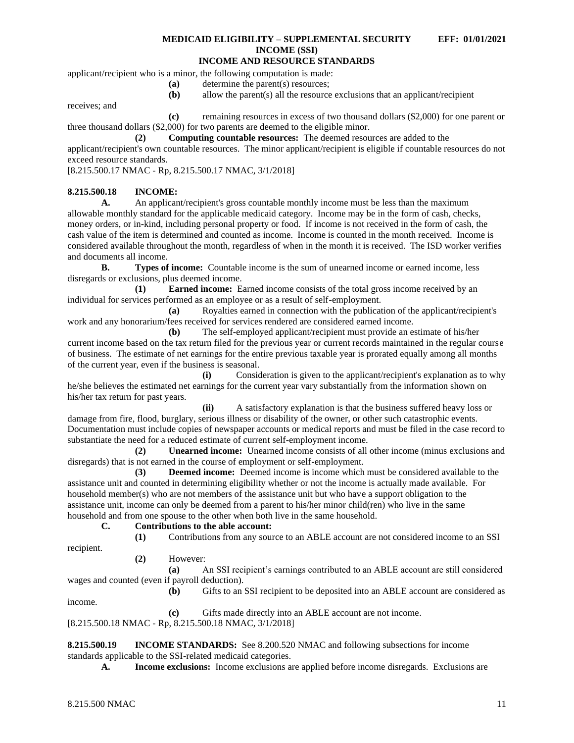applicant/recipient who is a minor, the following computation is made:

**(a)** determine the parent(s) resources;

**(b)** allow the parent(s) all the resource exclusions that an applicant/recipient receives; and

**(c)** remaining resources in excess of two thousand dollars ($2,000) for one parent or three thousand dollars ($2,000) for two parents are deemed to the eligible minor.

**(2) Computing countable resources:** The deemed resources are added to the applicant/recipient's own countable resources. The minor applicant/recipient is eligible if countable resources do not exceed resource standards.

[8.215.500.17 NMAC - Rp, 8.215.500.17 NMAC, 3/1/2018]

**8.215.500.18 INCOME:**

**A.** An applicant/recipient's gross countable monthly income must be less than the maximum allowable monthly standard for the applicable medicaid category. Income may be in the form of cash, checks, money orders, or in-kind, including personal property or food. If income is not received in the form of cash, the cash value of the item is determined and counted as income. Income is counted in the month received. Income is considered available throughout the month, regardless of when in the month it is received. The ISD worker verifies and documents all income.

**B. Types of income:** Countable income is the sum of unearned income or earned income, less disregards or exclusions, plus deemed income.

**(1) Earned income:** Earned income consists of the total gross income received by an individual for services performed as an employee or as a result of self-employment.

**(a)** Royalties earned in connection with the publication of the applicant/recipient's work and any honorarium/fees received for services rendered are considered earned income.

**(b)** The self-employed applicant/recipient must provide an estimate of his/her current income based on the tax return filed for the previous year or current records maintained in the regular course of business. The estimate of net earnings for the entire previous taxable year is prorated equally among all months of the current year, even if the business is seasonal.

**(i)** Consideration is given to the applicant/recipient's explanation as to why he/she believes the estimated net earnings for the current year vary substantially from the information shown on his/her tax return for past years.

**(ii)** A satisfactory explanation is that the business suffered heavy loss or damage from fire, flood, burglary, serious illness or disability of the owner, or other such catastrophic events. Documentation must include copies of newspaper accounts or medical reports and must be filed in the case record to substantiate the need for a reduced estimate of current self-employment income.

**(2) Unearned income:** Unearned income consists of all other income (minus exclusions and disregards) that is not earned in the course of employment or self-employment.

**(3) Deemed income:** Deemed income is income which must be considered available to the assistance unit and counted in determining eligibility whether or not the income is actually made available. For household member(s) who are not members of the assistance unit but who have a support obligation to the assistance unit, income can only be deemed from a parent to his/her minor child(ren) who live in the same household and from one spouse to the other when both live in the same household.

**C. Contributions to the able account:**

**(1)** Contributions from any source to an ABLE account are not considered income to an SSI recipient.

**(2)** However:

**(a)** An SSI recipient's earnings contributed to an ABLE account are still considered wages and counted (even if payroll deduction).

**(b)** Gifts to an SSI recipient to be deposited into an ABLE account are considered as income.

**(c)** Gifts made directly into an ABLE account are not income.

[8.215.500.18 NMAC - Rp, 8.215.500.18 NMAC, 3/1/2018]

**8.215.500.19 INCOME STANDARDS:** See 8.200.520 NMAC and following subsections for income standards applicable to the SSI-related medicaid categories.

**A. Income exclusions:** Income exclusions are applied before income disregards. Exclusions are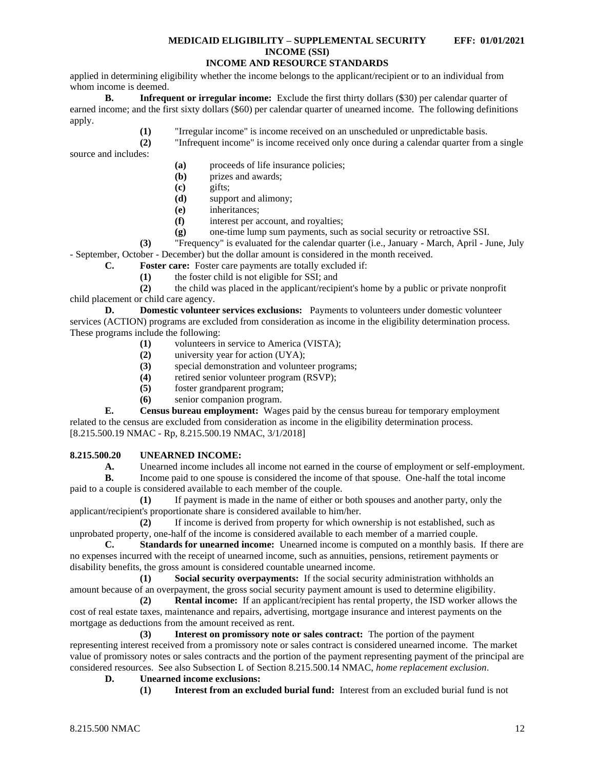applied in determining eligibility whether the income belongs to the applicant/recipient or to an individual from whom income is deemed.

**B. Infrequent or irregular income:** Exclude the first thirty dollars ($30) per calendar quarter of earned income; and the first sixty dollars ($60) per calendar quarter of unearned income. The following definitions apply.

**(1)** "Irregular income" is income received on an unscheduled or unpredictable basis.

**(2)** "Infrequent income" is income received only once during a calendar quarter from a single source and includes:

**(a)** proceeds of life insurance policies;

**(b)** prizes and awards;

**(c)** gifts;

**(d)** support and alimony;

**(e)** inheritances;

**(f)** interest per account, and royalties;

**(g)** one-time lump sum payments, such as social security or retroactive SSI.

**(3)** "Frequency" is evaluated for the calendar quarter (i.e., January - March, April - June, July - September, October - December) but the dollar amount is considered in the month received.

**C. Foster care:** Foster care payments are totally excluded if:

**(1)** the foster child is not eligible for SSI; and

**(2)** the child was placed in the applicant/recipient's home by a public or private nonprofit child placement or child care agency.

**D. Domestic volunteer services exclusions:** Payments to volunteers under domestic volunteer services (ACTION) programs are excluded from consideration as income in the eligibility determination process. These programs include the following:

**(1)** volunteers in service to America (VISTA);

**(2)** university year for action (UYA);

**(3)** special demonstration and volunteer programs;

**(4)** retired senior volunteer program (RSVP);

**(5)** foster grandparent program;

**(6)** senior companion program.

**E. Census bureau employment:** Wages paid by the census bureau for temporary employment related to the census are excluded from consideration as income in the eligibility determination process.

[8.215.500.19 NMAC - Rp, 8.215.500.19 NMAC, 3/1/2018]

## 8.215.500.20 UNEARNED INCOME:

**A.** Unearned income includes all income not earned in the course of employment or self-employment.

**B.** Income paid to one spouse is considered the income of that spouse. One-half the total income paid to a couple is considered available to each member of the couple.

**(1)** If payment is made in the name of either or both spouses and another party, only the applicant/recipient's proportionate share is considered available to him/her.

**(2)** If income is derived from property for which ownership is not established, such as unprobated property, one-half of the income is considered available to each member of a married couple.

**C. Standards for unearned income:** Unearned income is computed on a monthly basis. If there are no expenses incurred with the receipt of unearned income, such as annuities, pensions, retirement payments or disability benefits, the gross amount is considered countable unearned income.

**(1) Social security overpayments:** If the social security administration withholds an amount because of an overpayment, the gross social security payment amount is used to determine eligibility.

**(2) Rental income:** If an applicant/recipient has rental property, the ISD worker allows the cost of real estate taxes, maintenance and repairs, advertising, mortgage insurance and interest payments on the mortgage as deductions from the amount received as rent.

**(3) Interest on promissory note or sales contract:** The portion of the payment representing interest received from a promissory note or sales contract is considered unearned income. The market value of promissory notes or sales contracts and the portion of the payment representing payment of the principal are considered resources. See also Subsection L of Section 8.215.500.14 NMAC, *home replacement exclusion*.

**D. Unearned income exclusions:**

**(1) Interest from an excluded burial fund:** Interest from an excluded burial fund is not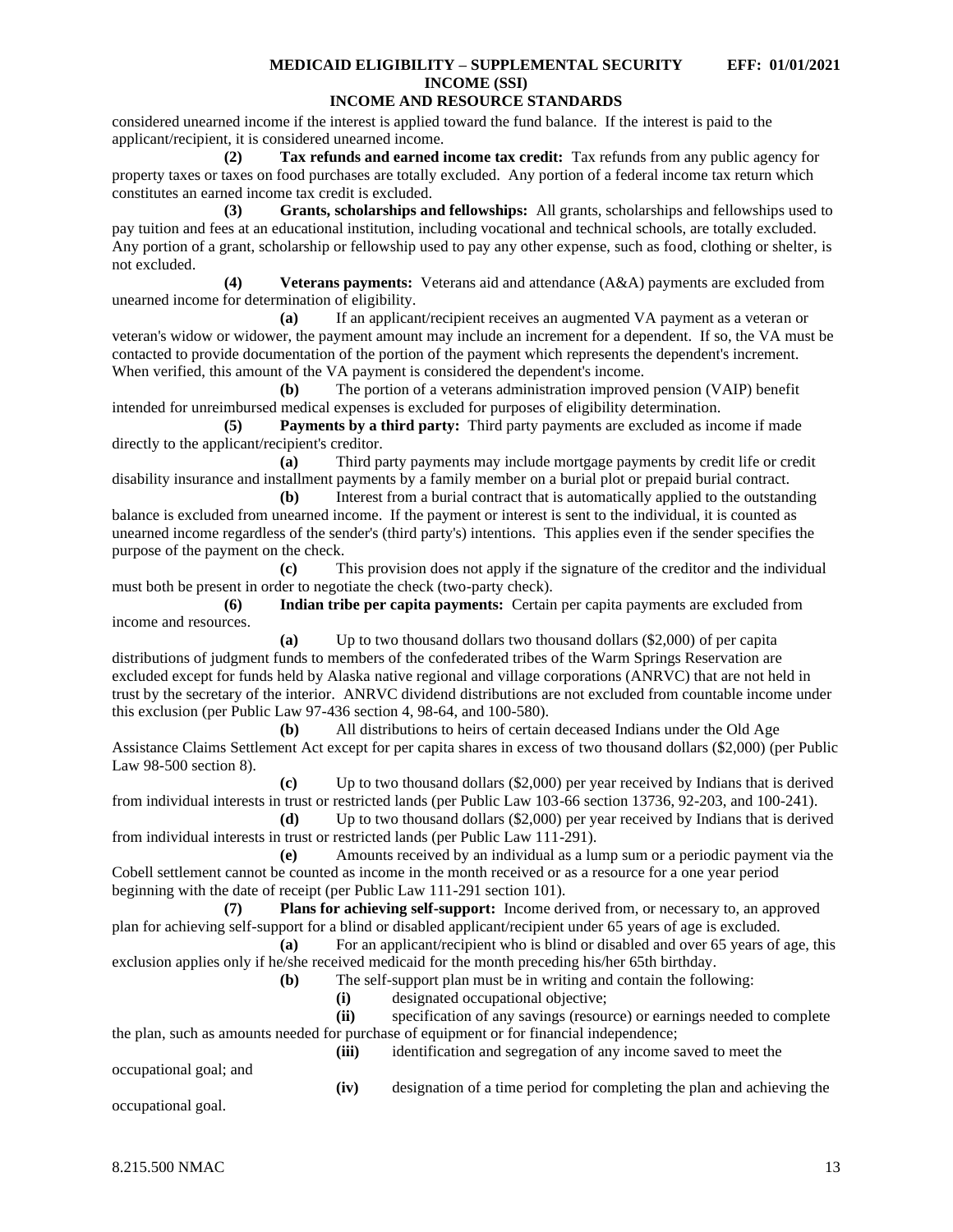considered unearned income if the interest is applied toward the fund balance. If the interest is paid to the applicant/recipient, it is considered unearned income.

**(2) Tax refunds and earned income tax credit:** Tax refunds from any public agency for property taxes or taxes on food purchases are totally excluded. Any portion of a federal income tax return which constitutes an earned income tax credit is excluded.

**(3) Grants, scholarships and fellowships:** All grants, scholarships and fellowships used to pay tuition and fees at an educational institution, including vocational and technical schools, are totally excluded. Any portion of a grant, scholarship or fellowship used to pay any other expense, such as food, clothing or shelter, is not excluded.

**(4) Veterans payments:** Veterans aid and attendance (A&A) payments are excluded from unearned income for determination of eligibility.

**(a)** If an applicant/recipient receives an augmented VA payment as a veteran or veteran's widow or widower, the payment amount may include an increment for a dependent. If so, the VA must be contacted to provide documentation of the portion of the payment which represents the dependent's increment. When verified, this amount of the VA payment is considered the dependent's income.

**(b)** The portion of a veterans administration improved pension (VAIP) benefit intended for unreimbursed medical expenses is excluded for purposes of eligibility determination.

**(5) Payments by a third party:** Third party payments are excluded as income if made directly to the applicant/recipient's creditor.

**(a)** Third party payments may include mortgage payments by credit life or credit disability insurance and installment payments by a family member on a burial plot or prepaid burial contract.

**(b)** Interest from a burial contract that is automatically applied to the outstanding balance is excluded from unearned income. If the payment or interest is sent to the individual, it is counted as unearned income regardless of the sender's (third party's) intentions. This applies even if the sender specifies the purpose of the payment on the check.

**(c)** This provision does not apply if the signature of the creditor and the individual must both be present in order to negotiate the check (two-party check).

**(6) Indian tribe per capita payments:** Certain per capita payments are excluded from income and resources.

**(a)** Up to two thousand dollars two thousand dollars ($2,000) of per capita distributions of judgment funds to members of the confederated tribes of the Warm Springs Reservation are excluded except for funds held by Alaska native regional and village corporations (ANRVC) that are not held in trust by the secretary of the interior. ANRVC dividend distributions are not excluded from countable income under this exclusion (per Public Law 97-436 section 4, 98-64, and 100-580).

**(b)** All distributions to heirs of certain deceased Indians under the Old Age Assistance Claims Settlement Act except for per capita shares in excess of two thousand dollars ($2,000) (per Public Law 98-500 section 8).

**(c)** Up to two thousand dollars ($2,000) per year received by Indians that is derived from individual interests in trust or restricted lands (per Public Law 103-66 section 13736, 92-203, and 100-241).

**(d)** Up to two thousand dollars ($2,000) per year received by Indians that is derived from individual interests in trust or restricted lands (per Public Law 111-291).

**(e)** Amounts received by an individual as a lump sum or a periodic payment via the Cobell settlement cannot be counted as income in the month received or as a resource for a one year period beginning with the date of receipt (per Public Law 111-291 section 101).

**(7) Plans for achieving self-support:** Income derived from, or necessary to, an approved plan for achieving self-support for a blind or disabled applicant/recipient under 65 years of age is excluded.

**(a)** For an applicant/recipient who is blind or disabled and over 65 years of age, this exclusion applies only if he/she received medicaid for the month preceding his/her 65th birthday.

**(b)** The self-support plan must be in writing and contain the following:

**(i)** designated occupational objective;

**(ii)** specification of any savings (resource) or earnings needed to complete the plan, such as amounts needed for purchase of equipment or for financial independence;

**(iii)** identification and segregation of any income saved to meet the occupational goal; and

**(iv)** designation of a time period for completing the plan and achieving the occupational goal.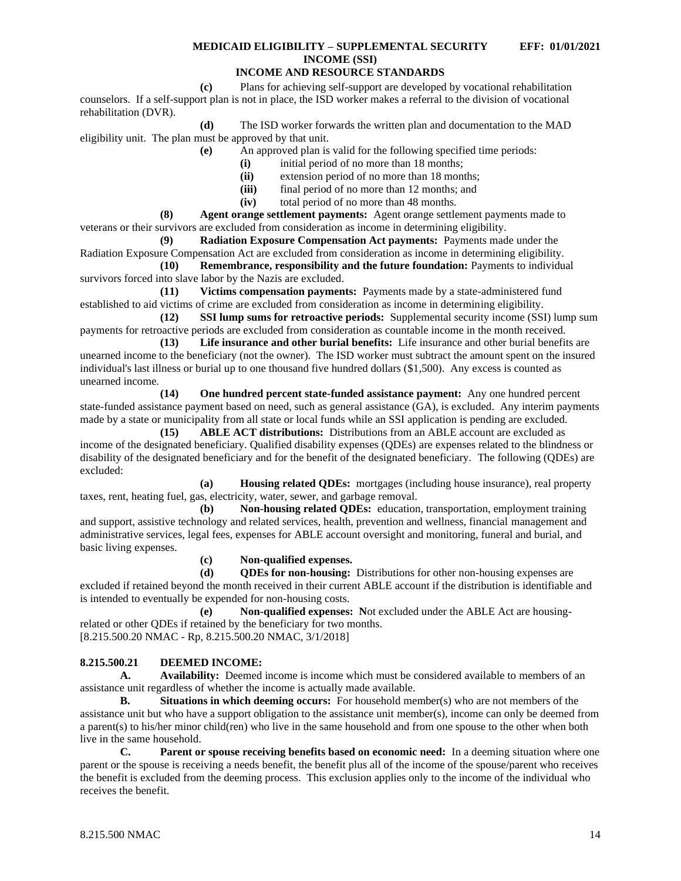**(c)** Plans for achieving self-support are developed by vocational rehabilitation counselors. If a self-support plan is not in place, the ISD worker makes a referral to the division of vocational rehabilitation (DVR).

**(d)** The ISD worker forwards the written plan and documentation to the MAD eligibility unit. The plan must be approved by that unit.

**(e)** An approved plan is valid for the following specified time periods:

**(i)** initial period of no more than 18 months;

**(ii)** extension period of no more than 18 months;

**(iii)** final period of no more than 12 months; and

**(iv)** total period of no more than 48 months.

**(8) Agent orange settlement payments:** Agent orange settlement payments made to veterans or their survivors are excluded from consideration as income in determining eligibility.

**(9) Radiation Exposure Compensation Act payments:** Payments made under the Radiation Exposure Compensation Act are excluded from consideration as income in determining eligibility.

**(10) Remembrance, responsibility and the future foundation:** Payments to individual survivors forced into slave labor by the Nazis are excluded.

**(11) Victims compensation payments:** Payments made by a state-administered fund established to aid victims of crime are excluded from consideration as income in determining eligibility.

**(12) SSI lump sums for retroactive periods:** Supplemental security income (SSI) lump sum payments for retroactive periods are excluded from consideration as countable income in the month received.

**(13) Life insurance and other burial benefits:** Life insurance and other burial benefits are unearned income to the beneficiary (not the owner). The ISD worker must subtract the amount spent on the insured individual's last illness or burial up to one thousand five hundred dollars ($1,500). Any excess is counted as unearned income.

**(14) One hundred percent state-funded assistance payment:** Any one hundred percent state-funded assistance payment based on need, such as general assistance (GA), is excluded. Any interim payments made by a state or municipality from all state or local funds while an SSI application is pending are excluded.

**(15) ABLE ACT distributions:** Distributions from an ABLE account are excluded as income of the designated beneficiary. Qualified disability expenses (QDEs) are expenses related to the blindness or disability of the designated beneficiary and for the benefit of the designated beneficiary. The following (QDEs) are excluded:

**(a) Housing related QDEs:** mortgages (including house insurance), real property taxes, rent, heating fuel, gas, electricity, water, sewer, and garbage removal.

**(b) Non-housing related QDEs:** education, transportation, employment training and support, assistive technology and related services, health, prevention and wellness, financial management and administrative services, legal fees, expenses for ABLE account oversight and monitoring, funeral and burial, and basic living expenses.

**(c) Non-qualified expenses.**

**(d) QDEs for non-housing:** Distributions for other non-housing expenses are excluded if retained beyond the month received in their current ABLE account if the distribution is identifiable and is intended to eventually be expended for non-housing costs.

**(e) Non-qualified expenses: N**ot excluded under the ABLE Act are housing-related or other QDEs if retained by the beneficiary for two months.

[8.215.500.20 NMAC - Rp, 8.215.500.20 NMAC, 3/1/2018]

## 8.215.500.21 DEEMED INCOME:

**A. Availability:** Deemed income is income which must be considered available to members of an assistance unit regardless of whether the income is actually made available.

**B. Situations in which deeming occurs:** For household member(s) who are not members of the assistance unit but who have a support obligation to the assistance unit member(s), income can only be deemed from a parent(s) to his/her minor child(ren) who live in the same household and from one spouse to the other when both live in the same household.

**C. Parent or spouse receiving benefits based on economic need:** In a deeming situation where one parent or the spouse is receiving a needs benefit, the benefit plus all of the income of the spouse/parent who receives the benefit is excluded from the deeming process. This exclusion applies only to the income of the individual who receives the benefit.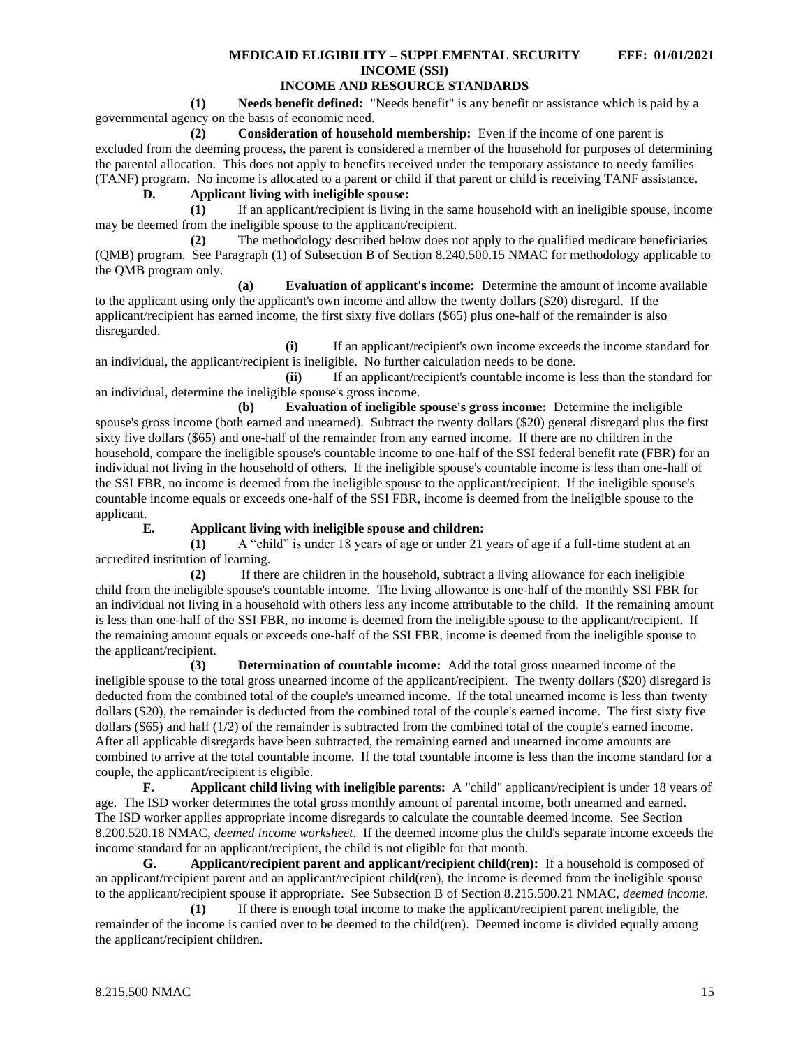**(1) Needs benefit defined:** "Needs benefit" is any benefit or assistance which is paid by a governmental agency on the basis of economic need.

**(2) Consideration of household membership:** Even if the income of one parent is excluded from the deeming process, the parent is considered a member of the household for purposes of determining the parental allocation. This does not apply to benefits received under the temporary assistance to needy families (TANF) program. No income is allocated to a parent or child if that parent or child is receiving TANF assistance.

**D. Applicant living with ineligible spouse:**

**(1)** If an applicant/recipient is living in the same household with an ineligible spouse, income may be deemed from the ineligible spouse to the applicant/recipient.

**(2)** The methodology described below does not apply to the qualified medicare beneficiaries (QMB) program. See Paragraph (1) of Subsection B of Section 8.240.500.15 NMAC for methodology applicable to the QMB program only.

**(a) Evaluation of applicant's income:** Determine the amount of income available to the applicant using only the applicant's own income and allow the twenty dollars ($20) disregard. If the applicant/recipient has earned income, the first sixty five dollars ($65) plus one-half of the remainder is also disregarded.

**(i)** If an applicant/recipient's own income exceeds the income standard for an individual, the applicant/recipient is ineligible. No further calculation needs to be done.

**(ii)** If an applicant/recipient's countable income is less than the standard for an individual, determine the ineligible spouse's gross income.

**(b) Evaluation of ineligible spouse's gross income:** Determine the ineligible spouse's gross income (both earned and unearned). Subtract the twenty dollars ($20) general disregard plus the first sixty five dollars ($65) and one-half of the remainder from any earned income. If there are no children in the household, compare the ineligible spouse's countable income to one-half of the SSI federal benefit rate (FBR) for an individual not living in the household of others. If the ineligible spouse's countable income is less than one-half of the SSI FBR, no income is deemed from the ineligible spouse to the applicant/recipient. If the ineligible spouse's countable income equals or exceeds one-half of the SSI FBR, income is deemed from the ineligible spouse to the applicant.

**E. Applicant living with ineligible spouse and children:**

**(1)** A "child" is under 18 years of age or under 21 years of age if a full-time student at an accredited institution of learning.

**(2)** If there are children in the household, subtract a living allowance for each ineligible child from the ineligible spouse's countable income. The living allowance is one-half of the monthly SSI FBR for an individual not living in a household with others less any income attributable to the child. If the remaining amount is less than one-half of the SSI FBR, no income is deemed from the ineligible spouse to the applicant/recipient. If the remaining amount equals or exceeds one-half of the SSI FBR, income is deemed from the ineligible spouse to the applicant/recipient.

**(3) Determination of countable income:** Add the total gross unearned income of the ineligible spouse to the total gross unearned income of the applicant/recipient. The twenty dollars ($20) disregard is deducted from the combined total of the couple's unearned income. If the total unearned income is less than twenty dollars ($20), the remainder is deducted from the combined total of the couple's earned income. The first sixty five dollars ($65) and half (1/2) of the remainder is subtracted from the combined total of the couple's earned income. After all applicable disregards have been subtracted, the remaining earned and unearned income amounts are combined to arrive at the total countable income. If the total countable income is less than the income standard for a couple, the applicant/recipient is eligible.

**F. Applicant child living with ineligible parents:** A "child" applicant/recipient is under 18 years of age. The ISD worker determines the total gross monthly amount of parental income, both unearned and earned. The ISD worker applies appropriate income disregards to calculate the countable deemed income. See Section 8.200.520.18 NMAC, *deemed income worksheet*. If the deemed income plus the child's separate income exceeds the income standard for an applicant/recipient, the child is not eligible for that month.

**G. Applicant/recipient parent and applicant/recipient child(ren):** If a household is composed of an applicant/recipient parent and an applicant/recipient child(ren), the income is deemed from the ineligible spouse to the applicant/recipient spouse if appropriate. See Subsection B of Section 8.215.500.21 NMAC, *deemed income*.

**(1)** If there is enough total income to make the applicant/recipient parent ineligible, the remainder of the income is carried over to be deemed to the child(ren). Deemed income is divided equally among the applicant/recipient children.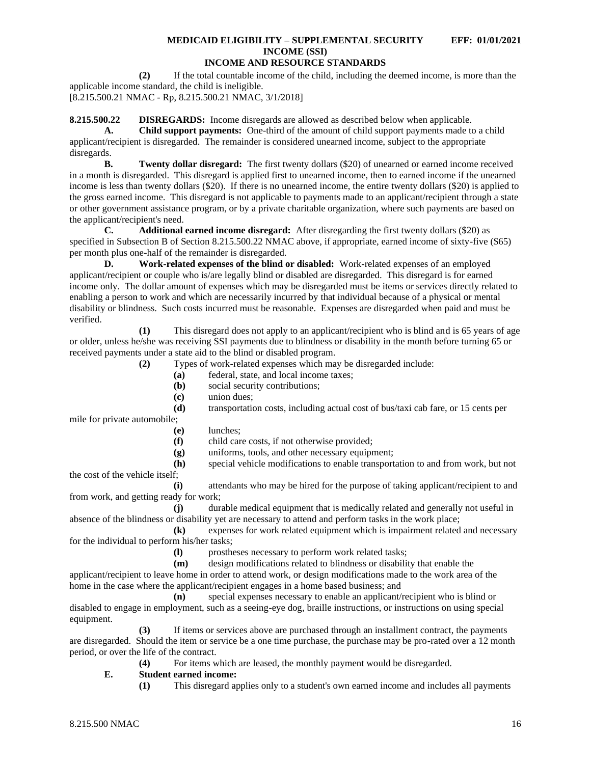**(2)** If the total countable income of the child, including the deemed income, is more than the applicable income standard, the child is ineligible.

[8.215.500.21 NMAC - Rp, 8.215.500.21 NMAC, 3/1/2018]

**8.215.500.22 DISREGARDS:** Income disregards are allowed as described below when applicable.

**A. Child support payments:** One-third of the amount of child support payments made to a child applicant/recipient is disregarded. The remainder is considered unearned income, subject to the appropriate disregards.

**B. Twenty dollar disregard:** The first twenty dollars ($20) of unearned or earned income received in a month is disregarded. This disregard is applied first to unearned income, then to earned income if the unearned income is less than twenty dollars ($20). If there is no unearned income, the entire twenty dollars ($20) is applied to the gross earned income. This disregard is not applicable to payments made to an applicant/recipient through a state or other government assistance program, or by a private charitable organization, where such payments are based on the applicant/recipient's need.

**C. Additional earned income disregard:** After disregarding the first twenty dollars ($20) as specified in Subsection B of Section 8.215.500.22 NMAC above, if appropriate, earned income of sixty-five ($65) per month plus one-half of the remainder is disregarded.

**D. Work-related expenses of the blind or disabled:** Work-related expenses of an employed applicant/recipient or couple who is/are legally blind or disabled are disregarded. This disregard is for earned income only. The dollar amount of expenses which may be disregarded must be items or services directly related to enabling a person to work and which are necessarily incurred by that individual because of a physical or mental disability or blindness. Such costs incurred must be reasonable. Expenses are disregarded when paid and must be verified.

**(1)** This disregard does not apply to an applicant/recipient who is blind and is 65 years of age or older, unless he/she was receiving SSI payments due to blindness or disability in the month before turning 65 or received payments under a state aid to the blind or disabled program.

**(2)** Types of work-related expenses which may be disregarded include:

**(a)** federal, state, and local income taxes;

**(b)** social security contributions;

**(c)** union dues;

**(d)** transportation costs, including actual cost of bus/taxi cab fare, or 15 cents per mile for private automobile;

**(e)** lunches;

**(f)** child care costs, if not otherwise provided;

**(g)** uniforms, tools, and other necessary equipment;

**(h)** special vehicle modifications to enable transportation to and from work, but not the cost of the vehicle itself;

**(i)** attendants who may be hired for the purpose of taking applicant/recipient to and from work, and getting ready for work;

**(j)** durable medical equipment that is medically related and generally not useful in absence of the blindness or disability yet are necessary to attend and perform tasks in the work place;

**(k)** expenses for work related equipment which is impairment related and necessary for the individual to perform his/her tasks;

**(l)** prostheses necessary to perform work related tasks;

**(m)** design modifications related to blindness or disability that enable the applicant/recipient to leave home in order to attend work, or design modifications made to the work area of the home in the case where the applicant/recipient engages in a home based business; and

**(n)** special expenses necessary to enable an applicant/recipient who is blind or disabled to engage in employment, such as a seeing-eye dog, braille instructions, or instructions on using special equipment.

**(3)** If items or services above are purchased through an installment contract, the payments are disregarded. Should the item or service be a one time purchase, the purchase may be pro-rated over a 12 month period, or over the life of the contract.

**(4)** For items which are leased, the monthly payment would be disregarded.

**E. Student earned income:**

**(1)** This disregard applies only to a student's own earned income and includes all payments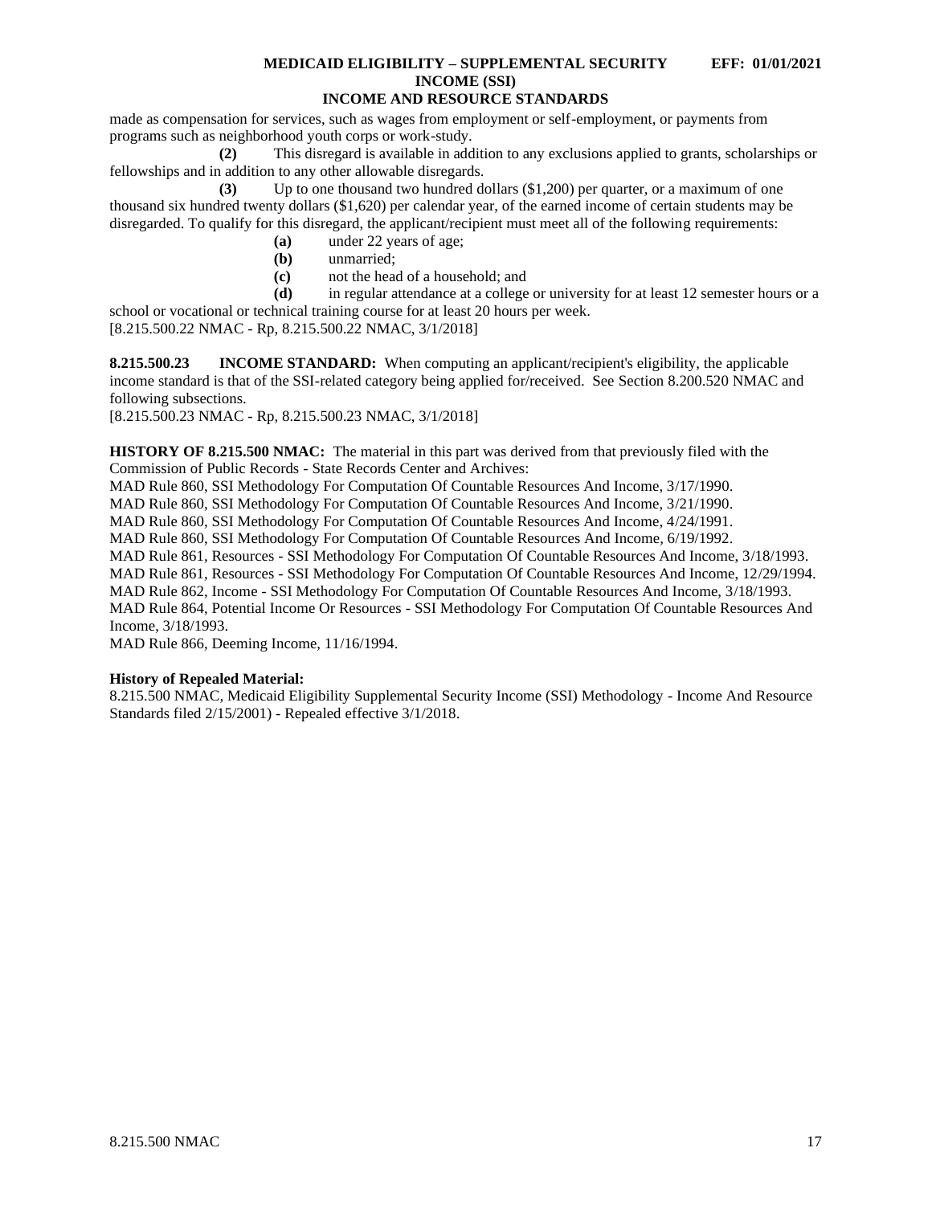made as compensation for services, such as wages from employment or self-employment, or payments from programs such as neighborhood youth corps or work-study.

**(2)** This disregard is available in addition to any exclusions applied to grants, scholarships or fellowships and in addition to any other allowable disregards.

**(3)** Up to one thousand two hundred dollars ($1,200) per quarter, or a maximum of one thousand six hundred twenty dollars ($1,620) per calendar year, of the earned income of certain students may be disregarded. To qualify for this disregard, the applicant/recipient must meet all of the following requirements:

**(a)** under 22 years of age;

**(b)** unmarried;

**(c)** not the head of a household; and

**(d)** in regular attendance at a college or university for at least 12 semester hours or a school or vocational or technical training course for at least 20 hours per week.

[8.215.500.22 NMAC - Rp, 8.215.500.22 NMAC, 3/1/2018]

**8.215.500.23 INCOME STANDARD:** When computing an applicant/recipient's eligibility, the applicable income standard is that of the SSI-related category being applied for/received. See Section 8.200.520 NMAC and following subsections.

[8.215.500.23 NMAC - Rp, 8.215.500.23 NMAC, 3/1/2018]

**HISTORY OF 8.215.500 NMAC:** The material in this part was derived from that previously filed with the Commission of Public Records - State Records Center and Archives:

MAD Rule 860, SSI Methodology For Computation Of Countable Resources And Income, 3/17/1990.
MAD Rule 860, SSI Methodology For Computation Of Countable Resources And Income, 3/21/1990.
MAD Rule 860, SSI Methodology For Computation Of Countable Resources And Income, 4/24/1991.
MAD Rule 860, SSI Methodology For Computation Of Countable Resources And Income, 6/19/1992.
MAD Rule 861, Resources - SSI Methodology For Computation Of Countable Resources And Income, 3/18/1993.
MAD Rule 861, Resources - SSI Methodology For Computation Of Countable Resources And Income, 12/29/1994.
MAD Rule 862, Income - SSI Methodology For Computation Of Countable Resources And Income, 3/18/1993.
MAD Rule 864, Potential Income Or Resources - SSI Methodology For Computation Of Countable Resources And Income, 3/18/1993.
MAD Rule 866, Deeming Income, 11/16/1994.

**History of Repealed Material:**

8.215.500 NMAC, Medicaid Eligibility Supplemental Security Income (SSI) Methodology - Income And Resource Standards filed 2/15/2001) - Repealed effective 3/1/2018.